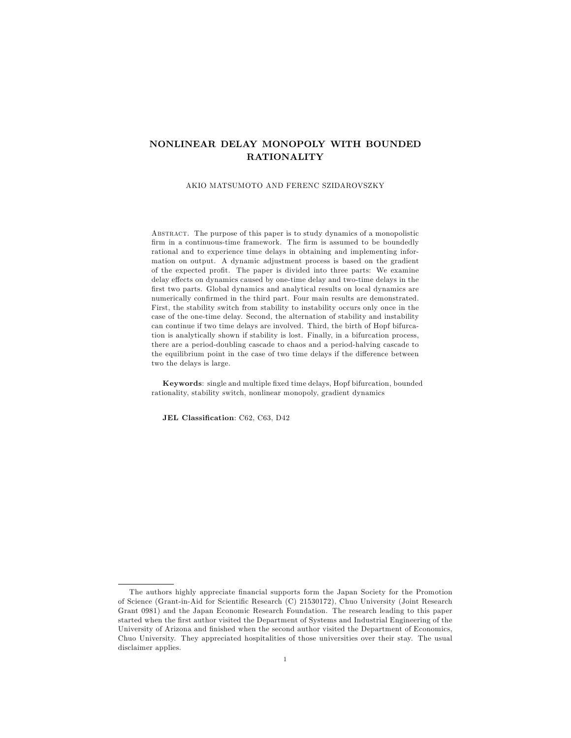# NONLINEAR DELAY MONOPOLY WITH BOUNDED RATIONALITY

AKIO MATSUMOTO AND FERENC SZIDAROVSZKY

ABSTRACT. The purpose of this paper is to study dynamics of a monopolistic firm in a continuous-time framework. The firm is assumed to be boundedly rational and to experience time delays in obtaining and implementing information on output. A dynamic adjustment process is based on the gradient of the expected profit. The paper is divided into three parts: We examine delay effects on dynamics caused by one-time delay and two-time delays in the first two parts. Global dynamics and analytical results on local dynamics are numerically confirmed in the third part. Four main results are demonstrated. First, the stability switch from stability to instability occurs only once in the case of the one-time delay. Second, the alternation of stability and instability can continue if two time delays are involved. Third, the birth of Hopf bifurcation is analytically shown if stability is lost. Finally, in a bifurcation process, there are a period-doubling cascade to chaos and a period-halving cascade to the equilibrium point in the case of two time delays if the difference between two the delays is large.

**Keywords**: single and multiple fixed time delays, Hopf bifurcation, bounded rationality, stability switch, nonlinear monopoly, gradient dynamics

**JEL Classification**: C62, C63, D42

---

The authors highly appreciate financial supports form the Japan Society for the Promotion of Science (Grant-in-Aid for Scientific Research (C) 21530172), Chuo University (Joint Research Grant 0981) and the Japan Economic Research Foundation. The research leading to this paper started when the first author visited the Department of Systems and Industrial Engineering of the University of Arizona and finished when the second author visited the Department of Economics, Chuo University. They appreciated hospitalities of those universities over their stay. The usual disclaimer applies.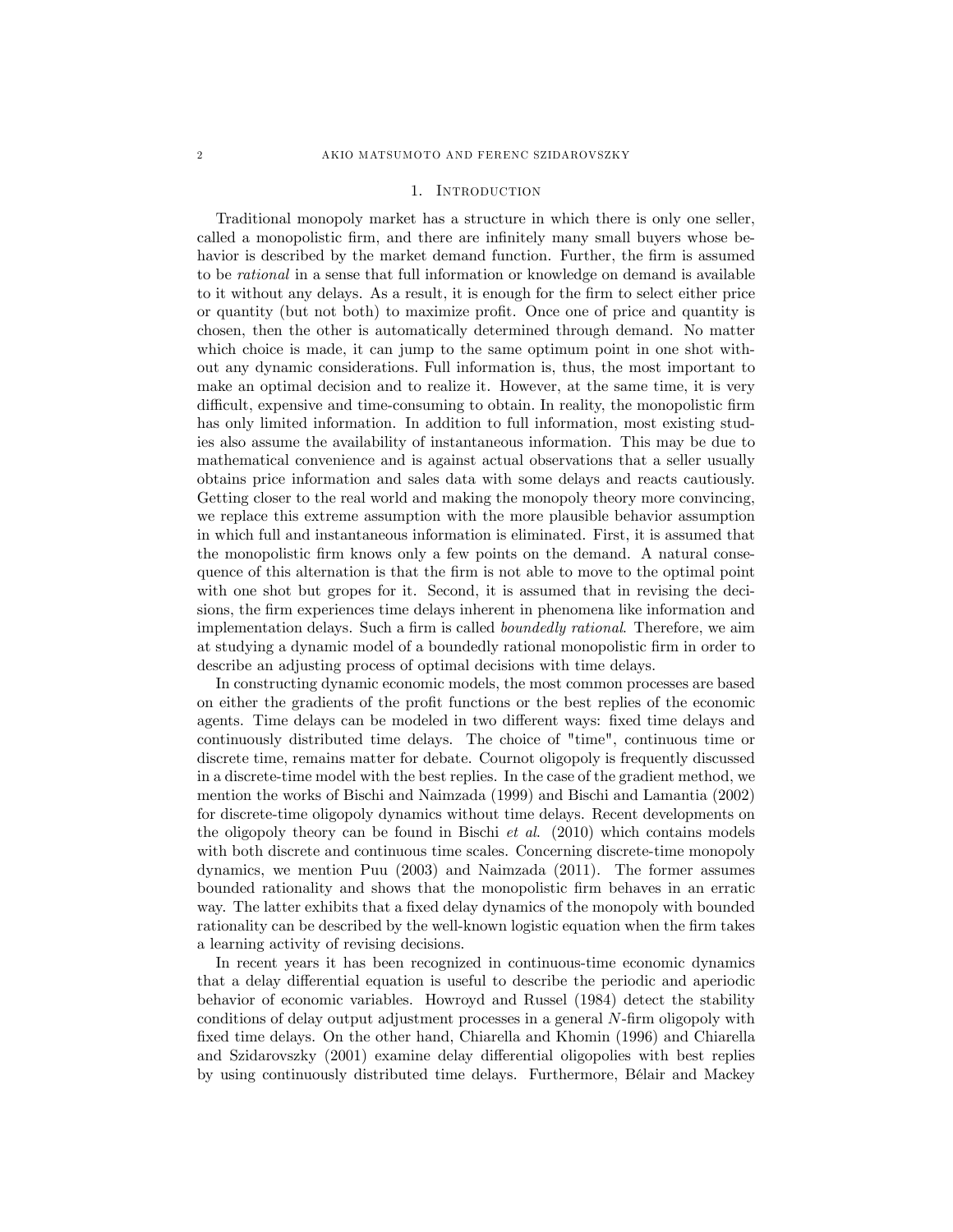## 1. Introduction

Traditional monopoly market has a structure in which there is only one seller, called a monopolistic firm, and there are infinitely many small buyers whose behavior is described by the market demand function. Further, the firm is assumed to be *rational* in a sense that full information or knowledge on demand is available to it without any delays. As a result, it is enough for the firm to select either price or quantity (but not both) to maximize profit. Once one of price and quantity is chosen, then the other is automatically determined through demand. No matter which choice is made, it can jump to the same optimum point in one shot without any dynamic considerations. Full information is, thus, the most important to make an optimal decision and to realize it. However, at the same time, it is very difficult, expensive and time-consuming to obtain. In reality, the monopolistic firm has only limited information. In addition to full information, most existing studies also assume the availability of instantaneous information. This may be due to mathematical convenience and is against actual observations that a seller usually obtains price information and sales data with some delays and reacts cautiously. Getting closer to the real world and making the monopoly theory more convincing, we replace this extreme assumption with the more plausible behavior assumption in which full and instantaneous information is eliminated. First, it is assumed that the monopolistic firm knows only a few points on the demand. A natural consequence of this alternation is that the firm is not able to move to the optimal point with one shot but gropes for it. Second, it is assumed that in revising the decisions, the firm experiences time delays inherent in phenomena like information and implementation delays. Such a firm is called *boundedly rational*. Therefore, we aim at studying a dynamic model of a boundedly rational monopolistic firm in order to describe an adjusting process of optimal decisions with time delays.

In constructing dynamic economic models, the most common processes are based on either the gradients of the profit functions or the best replies of the economic agents. Time delays can be modeled in two different ways: fixed time delays and continuously distributed time delays. The choice of "time", continuous time or discrete time, remains matter for debate. Cournot oligopoly is frequently discussed in a discrete-time model with the best replies. In the case of the gradient method, we mention the works of Bischi and Naimzada (1999) and Bischi and Lamantia (2002) for discrete-time oligopoly dynamics without time delays. Recent developments on the oligopoly theory can be found in Bischi *et al.* (2010) which contains models with both discrete and continuous time scales. Concerning discrete-time monopoly dynamics, we mention Puu (2003) and Naimzada (2011). The former assumes bounded rationality and shows that the monopolistic firm behaves in an erratic way. The latter exhibits that a fixed delay dynamics of the monopoly with bounded rationality can be described by the well-known logistic equation when the firm takes a learning activity of revising decisions.

In recent years it has been recognized in continuous-time economic dynamics that a delay differential equation is useful to describe the periodic and aperiodic behavior of economic variables. Howroyd and Russel (1984) detect the stability conditions of delay output adjustment processes in a general $N$-firm oligopoly with fixed time delays. On the other hand, Chiarella and Khomin (1996) and Chiarella and Szidarovszky (2001) examine delay differential oligopolies with best replies by using continuously distributed time delays. Furthermore, Bélair and Mackey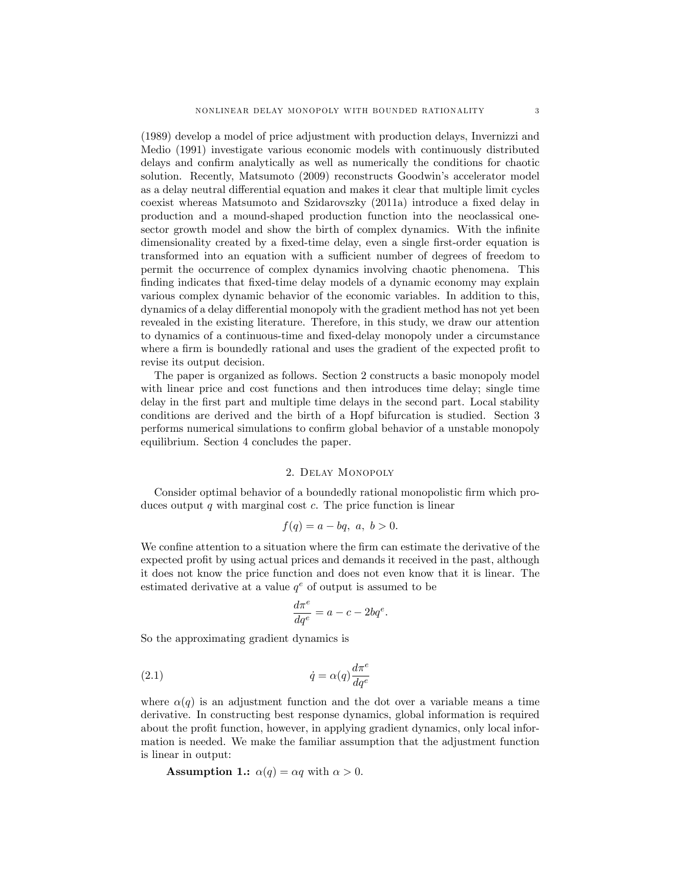(1989) develop a model of price adjustment with production delays, Invernizzi and Medio (1991) investigate various economic models with continuously distributed delays and confirm analytically as well as numerically the conditions for chaotic solution. Recently, Matsumoto (2009) reconstructs Goodwin's accelerator model as a delay neutral differential equation and makes it clear that multiple limit cycles coexist whereas Matsumoto and Szidarovszky (2011a) introduce a fixed delay in production and a mound-shaped production function into the neoclassical one-sector growth model and show the birth of complex dynamics. With the infinite dimensionality created by a fixed-time delay, even a single first-order equation is transformed into an equation with a sufficient number of degrees of freedom to permit the occurrence of complex dynamics involving chaotic phenomena. This finding indicates that fixed-time delay models of a dynamic economy may explain various complex dynamic behavior of the economic variables. In addition to this, dynamics of a delay differential monopoly with the gradient method has not yet been revealed in the existing literature. Therefore, in this study, we draw our attention to dynamics of a continuous-time and fixed-delay monopoly under a circumstance where a firm is boundedly rational and uses the gradient of the expected profit to revise its output decision.

The paper is organized as follows. Section 2 constructs a basic monopoly model with linear price and cost functions and then introduces time delay; single time delay in the first part and multiple time delays in the second part. Local stability conditions are derived and the birth of a Hopf bifurcation is studied. Section 3 performs numerical simulations to confirm global behavior of a unstable monopoly equilibrium. Section 4 concludes the paper.

## 2. Delay Monopoly

Consider optimal behavior of a boundedly rational monopolistic firm which produces output $q$ with marginal cost $c$. The price function is linear

$$f(q) = a - bq, \ a, \ b > 0.$$

We confine attention to a situation where the firm can estimate the derivative of the expected profit by using actual prices and demands it received in the past, although it does not know the price function and does not even know that it is linear. The estimated derivative at a value $q^e$ of output is assumed to be

$$\frac{d\pi^e}{dq^e} = a - c - 2bq^e.$$

So the approximating gradient dynamics is

$$\dot{q} = \alpha(q)\frac{d\pi^e}{dq^e} \tag{2.1}$$

where $\alpha(q)$ is an adjustment function and the dot over a variable means a time derivative. In constructing best response dynamics, global information is required about the profit function, however, in applying gradient dynamics, only local information is needed. We make the familiar assumption that the adjustment function is linear in output:

**Assumption 1.:** $\alpha(q) = \alpha q$ with $\alpha > 0$.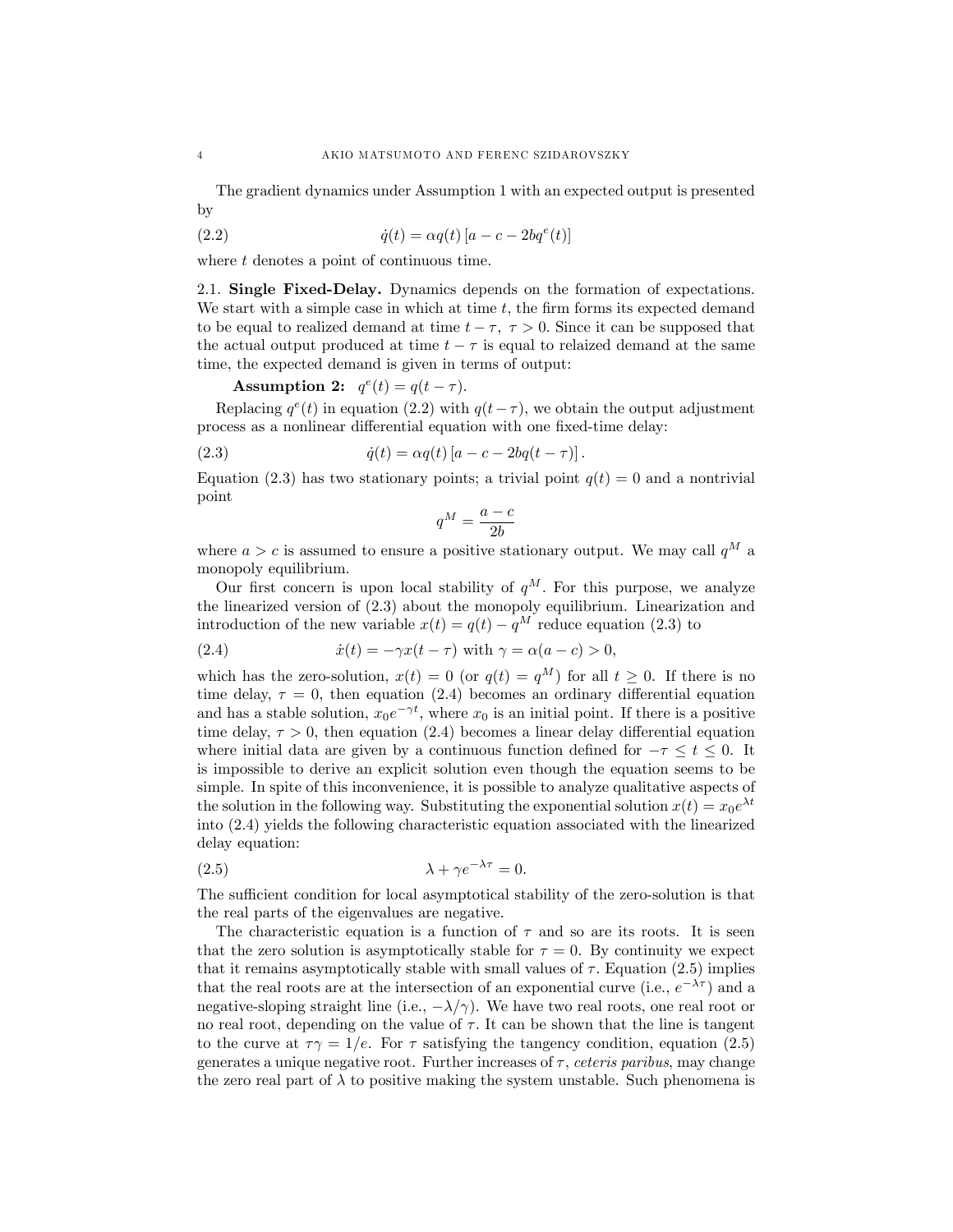The gradient dynamics under Assumption 1 with an expected output is presented by

$$\dot{q}(t) = \alpha q(t) \left[ a - c - 2bq^e(t) \right] \tag{2.2}$$

where $t$ denotes a point of continuous time.

**2.1. Single Fixed-Delay.** Dynamics depends on the formation of expectations. We start with a simple case in which at time $t$, the firm forms its expected demand to be equal to realized demand at time $t - \tau$, $\tau > 0$. Since it can be supposed that the actual output produced at time $t - \tau$ is equal to relaized demand at the same time, the expected demand is given in terms of output:

**Assumption 2:** $q^e(t) = q(t - \tau)$.

Replacing $q^e(t)$ in equation (2.2) with $q(t-\tau)$, we obtain the output adjustment process as a nonlinear differential equation with one fixed-time delay:

$$\dot{q}(t) = \alpha q(t) \left[ a - c - 2bq(t - \tau) \right]. \tag{2.3}$$

Equation (2.3) has two stationary points; a trivial point $q(t) = 0$ and a nontrivial point

$$q^M = \frac{a - c}{2b}$$

where $a > c$ is assumed to ensure a positive stationary output. We may call $q^M$ a monopoly equilibrium.

Our first concern is upon local stability of $q^M$. For this purpose, we analyze the linearized version of (2.3) about the monopoly equilibrium. Linearization and introduction of the new variable $x(t) = q(t) - q^M$ reduce equation (2.3) to

$$\dot{x}(t) = -\gamma x(t - \tau) \text{ with } \gamma = \alpha(a - c) > 0, \tag{2.4}$$

which has the zero-solution, $x(t) = 0$ (or $q(t) = q^M$) for all $t \geq 0$. If there is no time delay, $\tau = 0$, then equation (2.4) becomes an ordinary differential equation and has a stable solution, $x_0 e^{-\gamma t}$, where $x_0$ is an initial point. If there is a positive time delay, $\tau > 0$, then equation (2.4) becomes a linear delay differential equation where initial data are given by a continuous function defined for $-\tau \leq t \leq 0$. It is impossible to derive an explicit solution even though the equation seems to be simple. In spite of this inconvenience, it is possible to analyze qualitative aspects of the solution in the following way. Substituting the exponential solution $x(t) = x_0 e^{\lambda t}$ into (2.4) yields the following characteristic equation associated with the linearized delay equation:

$$\lambda + \gamma e^{-\lambda \tau} = 0. \tag{2.5}$$

The sufficient condition for local asymptotical stability of the zero-solution is that the real parts of the eigenvalues are negative.

The characteristic equation is a function of $\tau$ and so are its roots. It is seen that the zero solution is asymptotically stable for $\tau = 0$. By continuity we expect that it remains asymptotically stable with small values of $\tau$. Equation (2.5) implies that the real roots are at the intersection of an exponential curve (i.e., $e^{-\lambda \tau}$) and a negative-sloping straight line (i.e., $-\lambda/\gamma$). We have two real roots, one real root or no real root, depending on the value of $\tau$. It can be shown that the line is tangent to the curve at $\tau\gamma = 1/e$. For $\tau$ satisfying the tangency condition, equation (2.5) generates a unique negative root. Further increases of $\tau$, *ceteris paribus*, may change the zero real part of $\lambda$ to positive making the system unstable. Such phenomena is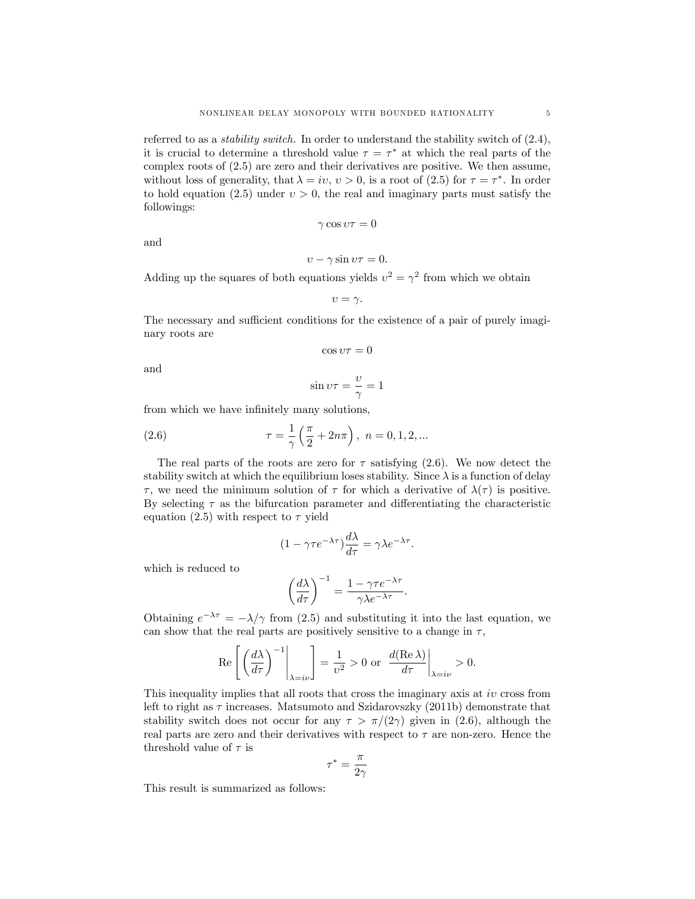referred to as a *stability switch.* In order to understand the stability switch of (2.4), it is crucial to determine a threshold value $\tau = \tau^*$ at which the real parts of the complex roots of (2.5) are zero and their derivatives are positive. We then assume, without loss of generality, that $\lambda = i\upsilon$, $\upsilon > 0$, is a root of (2.5) for $\tau = \tau^*$. In order to hold equation (2.5) under $\upsilon > 0$, the real and imaginary parts must satisfy the followings:

$$\gamma \cos \upsilon\tau = 0$$

and

$$\upsilon - \gamma \sin \upsilon\tau = 0.$$

Adding up the squares of both equations yields $\upsilon^2 = \gamma^2$ from which we obtain

$$\upsilon = \gamma.$$

The necessary and sufficient conditions for the existence of a pair of purely imaginary roots are

$$\cos \upsilon\tau = 0$$

and

$$\sin \upsilon\tau = \frac{\upsilon}{\gamma} = 1$$

from which we have infinitely many solutions,

$$\tau = \frac{1}{\gamma}\left(\frac{\pi}{2} + 2n\pi\right), \ n = 0, 1, 2, ... \tag{2.6}$$

The real parts of the roots are zero for $\tau$ satisfying (2.6). We now detect the stability switch at which the equilibrium loses stability. Since $\lambda$ is a function of delay $\tau$, we need the minimum solution of $\tau$ for which a derivative of $\lambda(\tau)$ is positive. By selecting $\tau$ as the bifurcation parameter and differentiating the characteristic equation (2.5) with respect to $\tau$ yield

$$(1 - \gamma\tau e^{-\lambda\tau})\frac{d\lambda}{d\tau} = \gamma\lambda e^{-\lambda\tau}.$$

which is reduced to

$$\left(\frac{d\lambda}{d\tau}\right)^{-1} = \frac{1 - \gamma\tau e^{-\lambda\tau}}{\gamma\lambda e^{-\lambda\tau}}.$$

Obtaining $e^{-\lambda\tau} = -\lambda/\gamma$ from (2.5) and substituting it into the last equation, we can show that the real parts are positively sensitive to a change in $\tau$,

$$\mathrm{Re}\left[\left.\left(\frac{d\lambda}{d\tau}\right)^{-1}\right|_{\lambda = i\nu}\right] = \frac{1}{\upsilon^2} > 0 \text{ or } \left.\frac{d(\mathrm{Re}\,\lambda)}{d\tau}\right|_{\lambda = i\nu} > 0.$$

This inequality implies that all roots that cross the imaginary axis at $i\upsilon$ cross from left to right as $\tau$ increases. Matsumoto and Szidarovszky (2011b) demonstrate that stability switch does not occur for any $\tau > \pi/(2\gamma)$ given in (2.6), although the real parts are zero and their derivatives with respect to $\tau$ are non-zero. Hence the threshold value of $\tau$ is

$$\tau^* = \frac{\pi}{2\gamma}$$

This result is summarized as follows: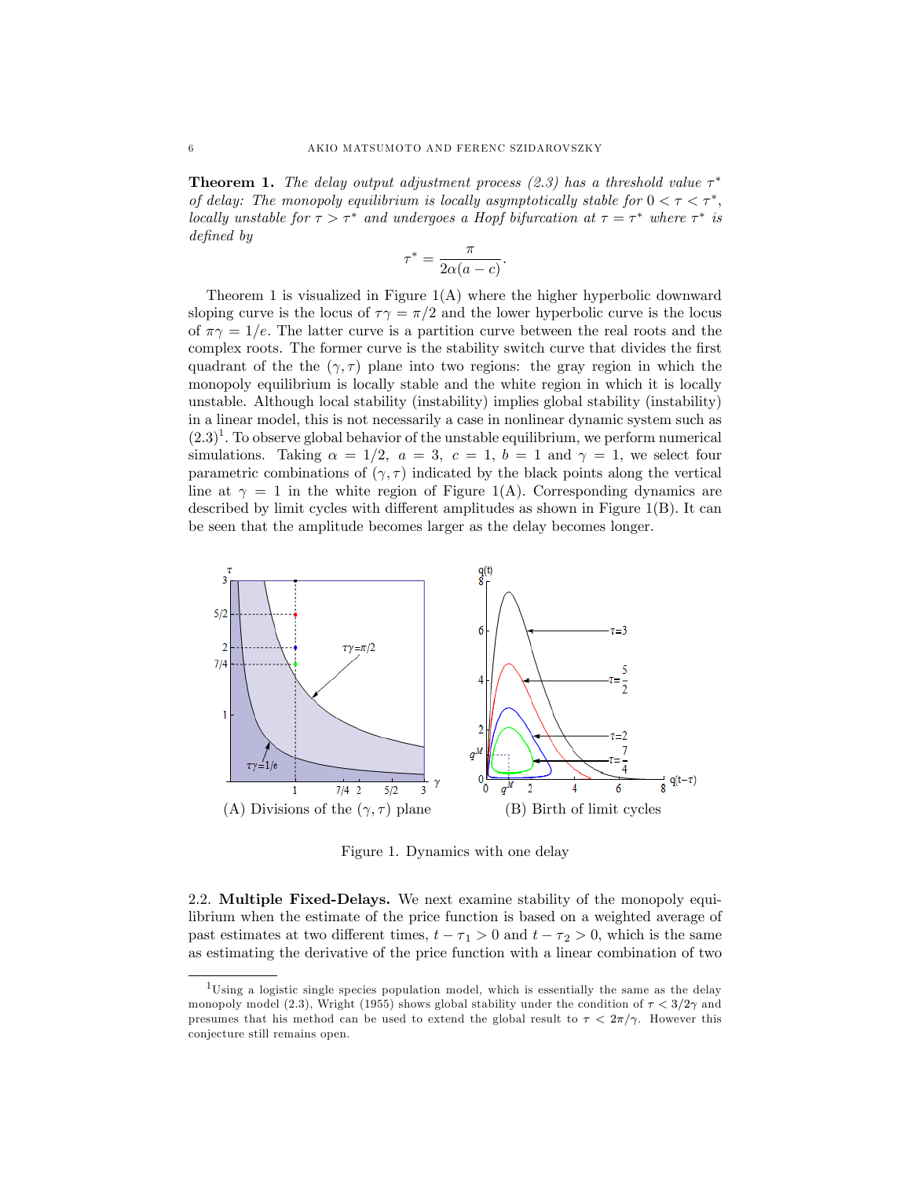**Theorem 1.** *The delay output adjustment process (2.3) has a threshold value $\tau^*$ of delay: The monopoly equilibrium is locally asymptotically stable for $0 < \tau < \tau^*$, locally unstable for $\tau > \tau^*$ and undergoes a Hopf bifurcation at $\tau = \tau^*$ where $\tau^*$ is defined by*

$$\tau^* = \frac{\pi}{2\alpha(a-c)}.$$

Theorem 1 is visualized in Figure 1(A) where the higher hyperbolic downward sloping curve is the locus of $\tau\gamma = \pi/2$ and the lower hyperbolic curve is the locus of $\pi\gamma = 1/e$. The latter curve is a partition curve between the real roots and the complex roots. The former curve is the stability switch curve that divides the first quadrant of the the $(\gamma, \tau)$ plane into two regions: the gray region in which the monopoly equilibrium is locally stable and the white region in which it is locally unstable. Although local stability (instability) implies global stability (instability) in a linear model, this is not necessarily a case in nonlinear dynamic system such as (2.3)[1]. To observe global behavior of the unstable equilibrium, we perform numerical simulations. Taking $\alpha = 1/2$, $a = 3$, $c = 1$, $b = 1$ and $\gamma = 1$, we select four parametric combinations of $(\gamma, \tau)$ indicated by the black points along the vertical line at $\gamma = 1$ in the white region of Figure 1(A). Corresponding dynamics are described by limit cycles with different amplitudes as shown in Figure 1(B). It can be seen that the amplitude becomes larger as the delay becomes longer.

(A) Divisions of the $(\gamma, \tau)$ plane

(B) Birth of limit cycles

Figure 1. Dynamics with one delay

2.2. **Multiple Fixed-Delays.** We next examine stability of the monopoly equilibrium when the estimate of the price function is based on a weighted average of past estimates at two different times, $t - \tau_1 > 0$ and $t - \tau_2 > 0$, which is the same as estimating the derivative of the price function with a linear combination of two

---

[1]Using a logistic single species population model, which is essentially the same as the delay monopoly model (2.3), Wright (1955) shows global stability under the condition of $\tau < 3/2\gamma$ and presumes that his method can be used to extend the global result to $\tau < 2\pi/\gamma$. However this conjecture still remains open.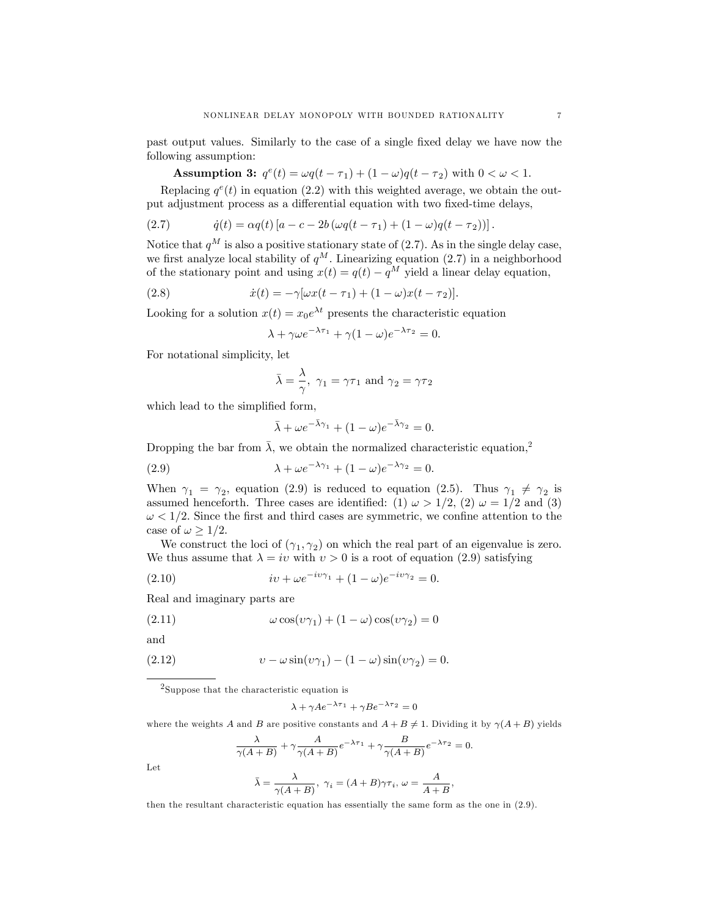past output values. Similarly to the case of a single fixed delay we have now the following assumption:

**Assumption 3:** $q^e(t) = \omega q(t-\tau_1) + (1-\omega)q(t-\tau_2)$ with $0 < \omega < 1$.

Replacing $q^e(t)$ in equation (2.2) with this weighted average, we obtain the output adjustment process as a differential equation with two fixed-time delays,

$$\dot{q}(t) = \alpha q(t)\left[a - c - 2b\left(\omega q(t-\tau_1) + (1-\omega)q(t-\tau_2)\right)\right]. \tag{2.7}$$

Notice that $q^M$ is also a positive stationary state of (2.7). As in the single delay case, we first analyze local stability of $q^M$. Linearizing equation (2.7) in a neighborhood of the stationary point and using $x(t) = q(t) - q^M$ yield a linear delay equation,

$$\dot{x}(t) = -\gamma[\omega x(t-\tau_1) + (1-\omega)x(t-\tau_2)]. \tag{2.8}$$

Looking for a solution $x(t) = x_0 e^{\lambda t}$ presents the characteristic equation

$$\lambda + \gamma\omega e^{-\lambda\tau_1} + \gamma(1-\omega)e^{-\lambda\tau_2} = 0.$$

For notational simplicity, let

$$\bar{\lambda} = \frac{\lambda}{\gamma},\ \gamma_1 = \gamma\tau_1 \text{ and } \gamma_2 = \gamma\tau_2$$

which lead to the simplified form,

$$\bar{\lambda} + \omega e^{-\bar{\lambda}\gamma_1} + (1-\omega)e^{-\bar{\lambda}\gamma_2} = 0.$$

Dropping the bar from $\bar{\lambda}$, we obtain the normalized characteristic equation,[2]

$$\lambda + \omega e^{-\lambda\gamma_1} + (1-\omega)e^{-\lambda\gamma_2} = 0. \tag{2.9}$$

When $\gamma_1 = \gamma_2$, equation (2.9) is reduced to equation (2.5). Thus $\gamma_1 \neq \gamma_2$ is assumed henceforth. Three cases are identified: (1) $\omega > 1/2$, (2) $\omega = 1/2$ and (3) $\omega < 1/2$. Since the first and third cases are symmetric, we confine attention to the case of $\omega \geq 1/2$.

We construct the loci of $(\gamma_1, \gamma_2)$ on which the real part of an eigenvalue is zero. We thus assume that $\lambda = i\upsilon$ with $\upsilon > 0$ is a root of equation (2.9) satisfying

$$i\upsilon + \omega e^{-i\upsilon\gamma_1} + (1-\omega)e^{-i\upsilon\gamma_2} = 0. \tag{2.10}$$

Real and imaginary parts are

$$\omega\cos(\upsilon\gamma_1) + (1-\omega)\cos(\upsilon\gamma_2) = 0 \tag{2.11}$$

and

$$\upsilon - \omega\sin(\upsilon\gamma_1) - (1-\omega)\sin(\upsilon\gamma_2) = 0. \tag{2.12}$$

---

[2] Suppose that the characteristic equation is

$$\lambda + \gamma A e^{-\lambda\tau_1} + \gamma B e^{-\lambda\tau_2} = 0$$

where the weights $A$ and $B$ are positive constants and $A + B \neq 1$. Dividing it by $\gamma(A+B)$ yields

$$\frac{\lambda}{\gamma(A+B)} + \gamma\frac{A}{\gamma(A+B)}e^{-\lambda\tau_1} + \gamma\frac{B}{\gamma(A+B)}e^{-\lambda\tau_2} = 0.$$

Let

$$\bar{\lambda} = \frac{\lambda}{\gamma(A+B)},\ \gamma_i = (A+B)\gamma\tau_i,\ \omega = \frac{A}{A+B},$$

then the resultant characteristic equation has essentially the same form as the one in (2.9).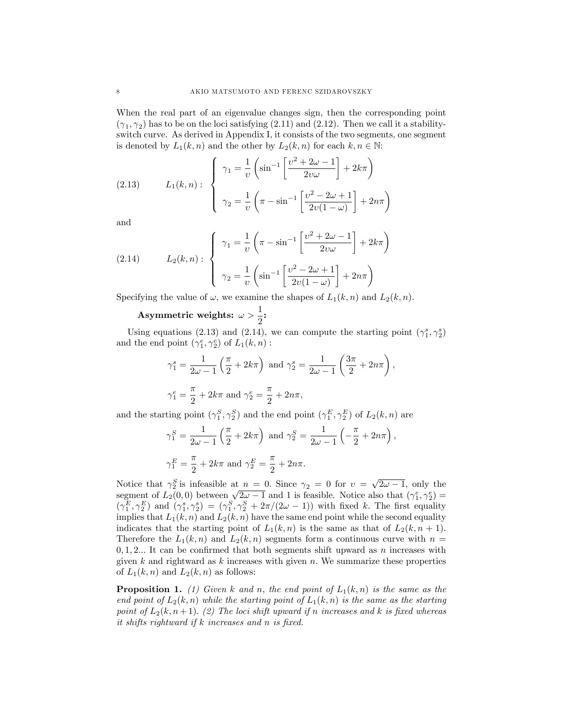When the real part of an eigenvalue changes sign, then the corresponding point $(\gamma_1, \gamma_2)$ has to be on the loci satisfying (2.11) and (2.12). Then we call it a stability-switch curve. As derived in Appendix I, it consists of the two segments, one segment is denoted by $L_1(k,n)$ and the other by $L_2(k,n)$ for each $k, n \in \mathbb{N}$:

$$
(2.13) \qquad L_1(k,n): \left\{ \begin{array}{l} \gamma_1 = \dfrac{1}{\upsilon}\left(\sin^{-1}\left[\dfrac{\upsilon^2 + 2\omega - 1}{2\upsilon\omega}\right] + 2k\pi\right) \\[2ex] \gamma_2 = \dfrac{1}{\upsilon}\left(\pi - \sin^{-1}\left[\dfrac{\upsilon^2 - 2\omega + 1}{2\upsilon(1-\omega)}\right] + 2n\pi\right) \end{array} \right.
$$

and

$$
(2.14) \qquad L_2(k,n): \left\{ \begin{array}{l} \gamma_1 = \dfrac{1}{\upsilon}\left(\pi - \sin^{-1}\left[\dfrac{\upsilon^2 + 2\omega - 1}{2\upsilon\omega}\right] + 2k\pi\right) \\[2ex] \gamma_2 = \dfrac{1}{\upsilon}\left(\sin^{-1}\left[\dfrac{\upsilon^2 - 2\omega + 1}{2\upsilon(1-\omega)}\right] + 2n\pi\right) \end{array} \right.
$$

Specifying the value of $\omega$, we examine the shapes of $L_1(k,n)$ and $L_2(k,n)$.

**Asymmetric weights: $\omega > \dfrac{1}{2}$:**

Using equations (2.13) and (2.14), we can compute the starting point $(\gamma_1^s, \gamma_2^s)$ and the end point $(\gamma_1^e, \gamma_2^e)$ of $L_1(k,n)$ :

$$
\gamma_1^s = \frac{1}{2\omega - 1}\left(\frac{\pi}{2} + 2k\pi\right) \text{ and } \gamma_2^s = \frac{1}{2\omega - 1}\left(\frac{3\pi}{2} + 2n\pi\right),
$$

$$
\gamma_1^e = \frac{\pi}{2} + 2k\pi \text{ and } \gamma_2^e = \frac{\pi}{2} + 2n\pi,
$$

and the starting point $(\gamma_1^S, \gamma_2^S)$ and the end point $(\gamma_1^E, \gamma_2^E)$ of $L_2(k,n)$ are

$$
\gamma_1^S = \frac{1}{2\omega - 1}\left(\frac{\pi}{2} + 2k\pi\right) \text{ and } \gamma_2^S = \frac{1}{2\omega - 1}\left(-\frac{\pi}{2} + 2n\pi\right),
$$

$$
\gamma_1^E = \frac{\pi}{2} + 2k\pi \text{ and } \gamma_2^E = \frac{\pi}{2} + 2n\pi.
$$

Notice that $\gamma_2^S$ is infeasible at $n = 0$. Since $\gamma_2 = 0$ for $\upsilon = \sqrt{2\omega - 1}$, only the segment of $L_2(0,0)$ between $\sqrt{2\omega - 1}$ and 1 is feasible. Notice also that $(\gamma_1^e, \gamma_2^e) = (\gamma_1^E, \gamma_2^E)$ and $(\gamma_1^s, \gamma_2^s) = (\gamma_1^S, \gamma_2^S + 2\pi/(2\omega - 1))$ with fixed $k$. The first equality implies that $L_1(k,n)$ and $L_2(k,n)$ have the same end point while the second equality indicates that the starting point of $L_1(k,n)$ is the same as that of $L_2(k,n+1)$. Therefore the $L_1(k,n)$ and $L_2(k,n)$ segments form a continuous curve with $n = 0, 1, 2...$ It can be confirmed that both segments shift upward as $n$ increases with given $k$ and rightward as $k$ increases with given $n$. We summarize these properties of $L_1(k,n)$ and $L_2(k,n)$ as follows:

**Proposition 1.** *(1) Given $k$ and $n$, the end point of $L_1(k,n)$ is the same as the end point of $L_2(k,n)$ while the starting point of $L_1(k,n)$ is the same as the starting point of $L_2(k,n+1)$. (2) The loci shift upward if $n$ increases and $k$ is fixed whereas it shifts rightward if $k$ increases and $n$ is fixed.*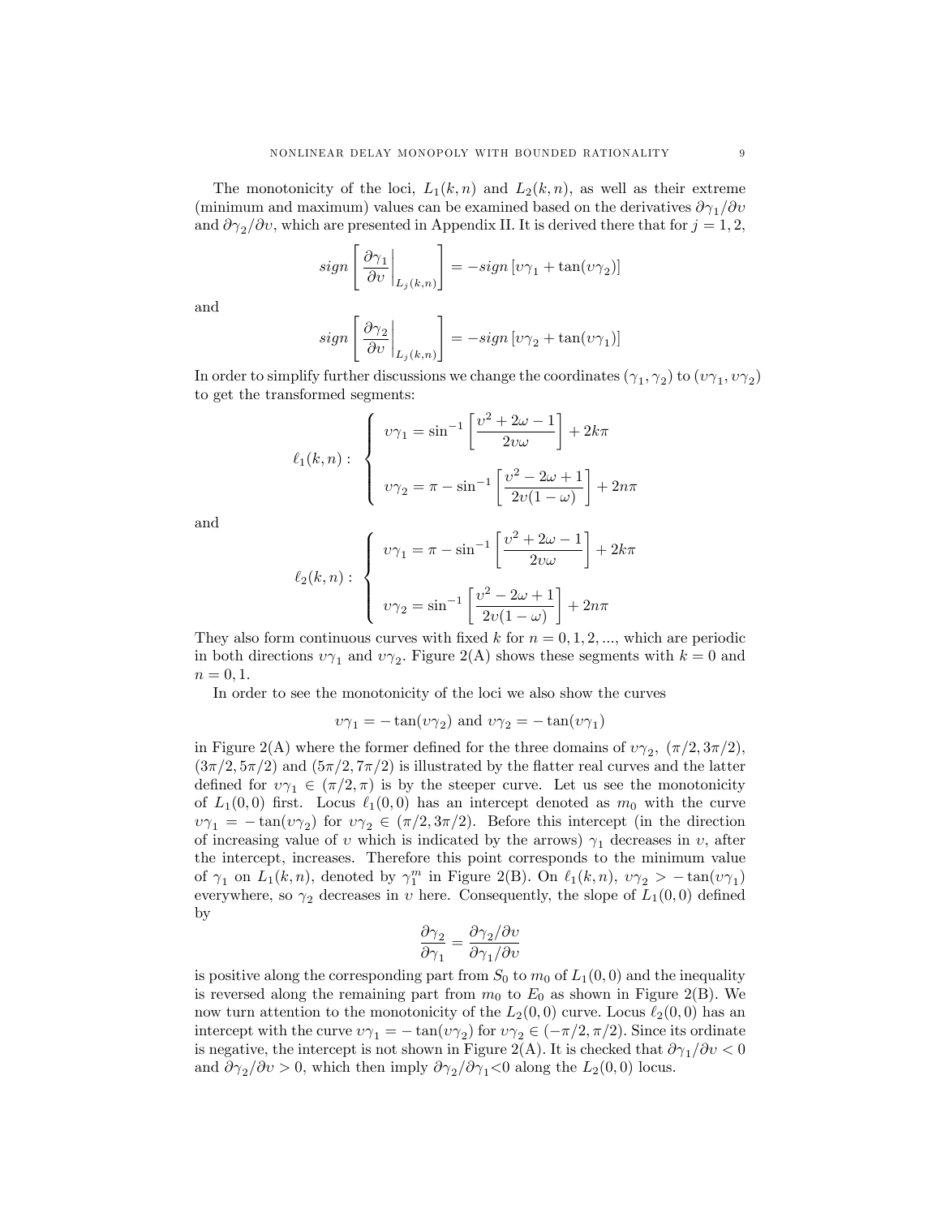The monotonicity of the loci, $L_1(k,n)$ and $L_2(k,n)$, as well as their extreme (minimum and maximum) values can be examined based on the derivatives $\partial\gamma_1/\partial\upsilon$ and $\partial\gamma_2/\partial\upsilon$, which are presented in Appendix II. It is derived there that for $j = 1, 2$,

$$sign\left[\left.\frac{\partial\gamma_1}{\partial\upsilon}\right|_{L_j(k,n)}\right] = -sign\left[\upsilon\gamma_1 + \tan(\upsilon\gamma_2)\right]$$

and

$$sign\left[\left.\frac{\partial\gamma_2}{\partial\upsilon}\right|_{L_j(k,n)}\right] = -sign\left[\upsilon\gamma_2 + \tan(\upsilon\gamma_1)\right]$$

In order to simplify further discussions we change the coordinates $(\gamma_1, \gamma_2)$ to $(\upsilon\gamma_1, \upsilon\gamma_2)$ to get the transformed segments:

$$\ell_1(k,n): \begin{cases} \upsilon\gamma_1 = \sin^{-1}\left[\dfrac{\upsilon^2 + 2\omega - 1}{2\upsilon\omega}\right] + 2k\pi \\[2ex] \upsilon\gamma_2 = \pi - \sin^{-1}\left[\dfrac{\upsilon^2 - 2\omega + 1}{2\upsilon(1-\omega)}\right] + 2n\pi \end{cases}$$

and

$$\ell_2(k,n): \begin{cases} \upsilon\gamma_1 = \pi - \sin^{-1}\left[\dfrac{\upsilon^2 + 2\omega - 1}{2\upsilon\omega}\right] + 2k\pi \\[2ex] \upsilon\gamma_2 = \sin^{-1}\left[\dfrac{\upsilon^2 - 2\omega + 1}{2\upsilon(1-\omega)}\right] + 2n\pi \end{cases}$$

They also form continuous curves with fixed $k$ for $n = 0, 1, 2, ...$, which are periodic in both directions $\upsilon\gamma_1$ and $\upsilon\gamma_2$. Figure 2(A) shows these segments with $k = 0$ and $n = 0, 1$.

In order to see the monotonicity of the loci we also show the curves

$$\upsilon\gamma_1 = -\tan(\upsilon\gamma_2) \text{ and } \upsilon\gamma_2 = -\tan(\upsilon\gamma_1)$$

in Figure 2(A) where the former defined for the three domains of $\upsilon\gamma_2$, $(\pi/2, 3\pi/2)$, $(3\pi/2, 5\pi/2)$ and $(5\pi/2, 7\pi/2)$ is illustrated by the flatter real curves and the latter defined for $\upsilon\gamma_1 \in (\pi/2, \pi)$ is by the steeper curve. Let us see the monotonicity of $L_1(0,0)$ first. Locus $\ell_1(0,0)$ has an intercept denoted as $m_0$ with the curve $\upsilon\gamma_1 = -\tan(\upsilon\gamma_2)$ for $\upsilon\gamma_2 \in (\pi/2, 3\pi/2)$. Before this intercept (in the direction of increasing value of $\upsilon$ which is indicated by the arrows) $\gamma_1$ decreases in $\upsilon$, after the intercept, increases. Therefore this point corresponds to the minimum value of $\gamma_1$ on $L_1(k,n)$, denoted by $\gamma_1^m$ in Figure 2(B). On $\ell_1(k,n)$, $\upsilon\gamma_2 > -\tan(\upsilon\gamma_1)$ everywhere, so $\gamma_2$ decreases in $\upsilon$ here. Consequently, the slope of $L_1(0,0)$ defined by

$$\frac{\partial\gamma_2}{\partial\gamma_1} = \frac{\partial\gamma_2/\partial\upsilon}{\partial\gamma_1/\partial\upsilon}$$

is positive along the corresponding part from $S_0$ to $m_0$ of $L_1(0,0)$ and the inequality is reversed along the remaining part from $m_0$ to $E_0$ as shown in Figure 2(B). We now turn attention to the monotonicity of the $L_2(0,0)$ curve. Locus $\ell_2(0,0)$ has an intercept with the curve $\upsilon\gamma_1 = -\tan(\upsilon\gamma_2)$ for $\upsilon\gamma_2 \in (-\pi/2, \pi/2)$. Since its ordinate is negative, the intercept is not shown in Figure 2(A). It is checked that $\partial\gamma_1/\partial\upsilon < 0$ and $\partial\gamma_2/\partial\upsilon > 0$, which then imply $\partial\gamma_2/\partial\gamma_1 < 0$ along the $L_2(0,0)$ locus.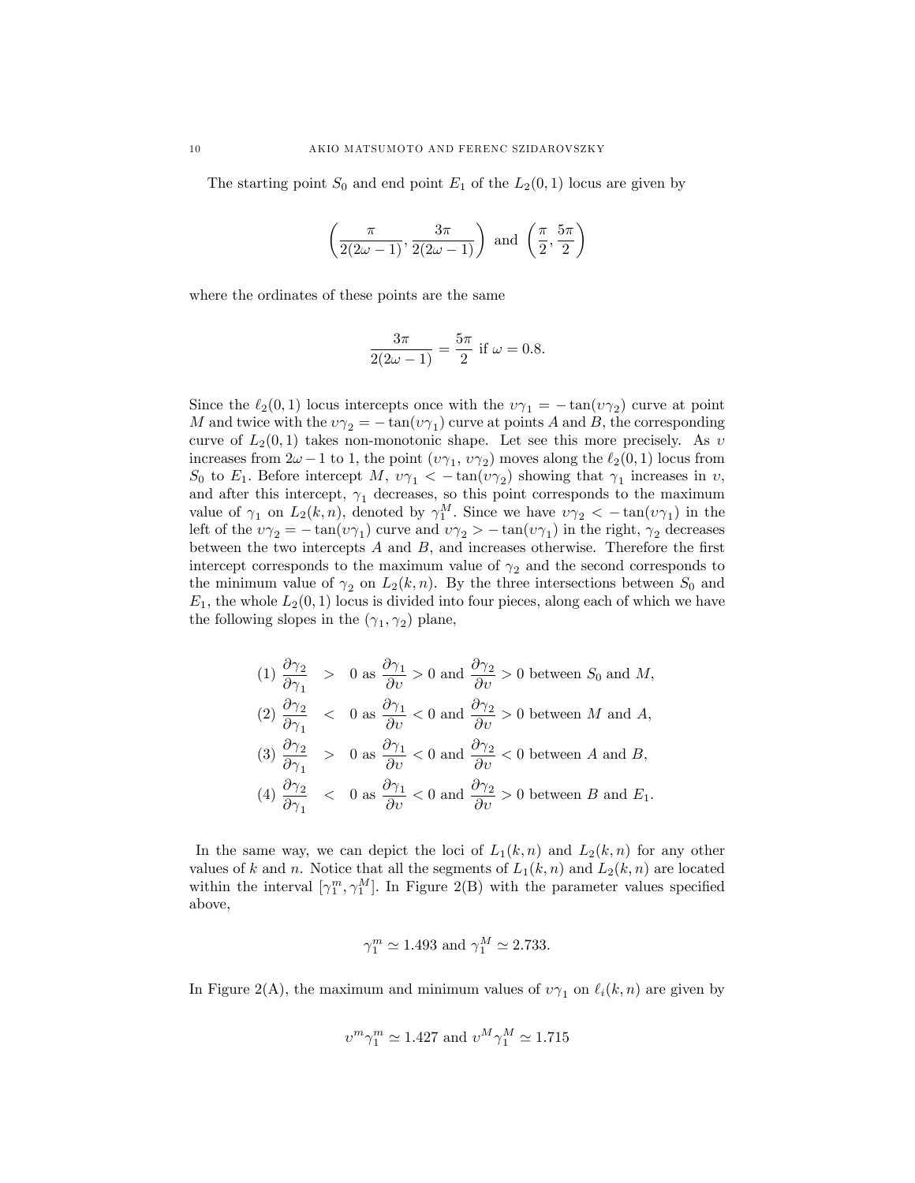The starting point $S_0$ and end point $E_1$ of the $L_2(0,1)$ locus are given by

$$\left(\frac{\pi}{2(2\omega-1)}, \frac{3\pi}{2(2\omega-1)}\right) \text{ and } \left(\frac{\pi}{2}, \frac{5\pi}{2}\right)$$

where the ordinates of these points are the same

$$\frac{3\pi}{2(2\omega-1)} = \frac{5\pi}{2} \text{ if } \omega = 0.8.$$

Since the $\ell_2(0,1)$ locus intercepts once with the $\upsilon\gamma_1 = -\tan(\upsilon\gamma_2)$ curve at point $M$ and twice with the $\upsilon\gamma_2 = -\tan(\upsilon\gamma_1)$ curve at points $A$ and $B$, the corresponding curve of $L_2(0,1)$ takes non-monotonic shape. Let see this more precisely. As $\upsilon$ increases from $2\omega - 1$ to 1, the point $(\upsilon\gamma_1, \upsilon\gamma_2)$ moves along the $\ell_2(0,1)$ locus from $S_0$ to $E_1$. Before intercept $M$, $\upsilon\gamma_1 < -\tan(\upsilon\gamma_2)$ showing that $\gamma_1$ increases in $\upsilon$, and after this intercept, $\gamma_1$ decreases, so this point corresponds to the maximum value of $\gamma_1$ on $L_2(k,n)$, denoted by $\gamma_1^M$. Since we have $\upsilon\gamma_2 < -\tan(\upsilon\gamma_1)$ in the left of the $\upsilon\gamma_2 = -\tan(\upsilon\gamma_1)$ curve and $\upsilon\gamma_2 > -\tan(\upsilon\gamma_1)$ in the right, $\gamma_2$ decreases between the two intercepts $A$ and $B$, and increases otherwise. Therefore the first intercept corresponds to the maximum value of $\gamma_2$ and the second corresponds to the minimum value of $\gamma_2$ on $L_2(k,n)$. By the three intersections between $S_0$ and $E_1$, the whole $L_2(0,1)$ locus is divided into four pieces, along each of which we have the following slopes in the $(\gamma_1, \gamma_2)$ plane,

$$\begin{aligned}
&(1)\ \frac{\partial\gamma_2}{\partial\gamma_1} > 0 \text{ as } \frac{\partial\gamma_1}{\partial\upsilon} > 0 \text{ and } \frac{\partial\gamma_2}{\partial\upsilon} > 0 \text{ between } S_0 \text{ and } M,\\
&(2)\ \frac{\partial\gamma_2}{\partial\gamma_1} < 0 \text{ as } \frac{\partial\gamma_1}{\partial\upsilon} < 0 \text{ and } \frac{\partial\gamma_2}{\partial\upsilon} > 0 \text{ between } M \text{ and } A,\\
&(3)\ \frac{\partial\gamma_2}{\partial\gamma_1} > 0 \text{ as } \frac{\partial\gamma_1}{\partial\upsilon} < 0 \text{ and } \frac{\partial\gamma_2}{\partial\upsilon} < 0 \text{ between } A \text{ and } B,\\
&(4)\ \frac{\partial\gamma_2}{\partial\gamma_1} < 0 \text{ as } \frac{\partial\gamma_1}{\partial\upsilon} < 0 \text{ and } \frac{\partial\gamma_2}{\partial\upsilon} > 0 \text{ between } B \text{ and } E_1.
\end{aligned}$$

In the same way, we can depict the loci of $L_1(k,n)$ and $L_2(k,n)$ for any other values of $k$ and $n$. Notice that all the segments of $L_1(k,n)$ and $L_2(k,n)$ are located within the interval $[\gamma_1^m, \gamma_1^M]$. In Figure 2(B) with the parameter values specified above,

$$\gamma_1^m \simeq 1.493 \text{ and } \gamma_1^M \simeq 2.733.$$

In Figure 2(A), the maximum and minimum values of $\upsilon\gamma_1$ on $\ell_i(k,n)$ are given by

$$\upsilon^m\gamma_1^m \simeq 1.427 \text{ and } \upsilon^M\gamma_1^M \simeq 1.715$$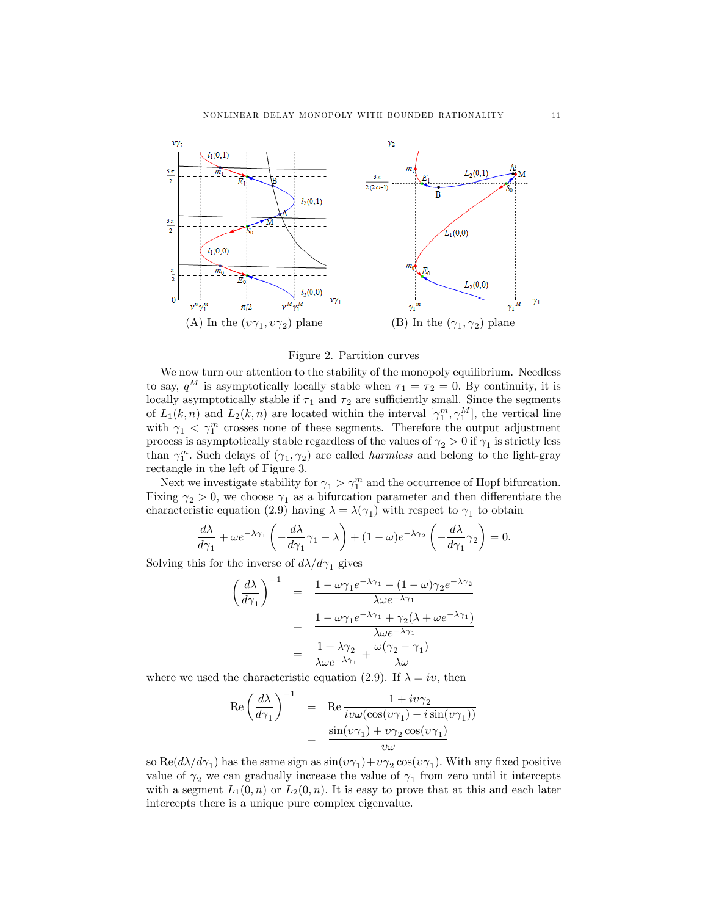(A) In the $(\upsilon\gamma_1, \upsilon\gamma_2)$ plane (B) In the $(\gamma_1, \gamma_2)$ plane

Figure 2. Partition curves

We now turn our attention to the stability of the monopoly equilibrium. Needless to say, $q^M$ is asymptotically locally stable when $\tau_1 = \tau_2 = 0$. By continuity, it is locally asymptotically stable if $\tau_1$ and $\tau_2$ are sufficiently small. Since the segments of $L_1(k,n)$ and $L_2(k,n)$ are located within the interval $[\gamma_1^m, \gamma_1^M]$, the vertical line with $\gamma_1 < \gamma_1^m$ crosses none of these segments. Therefore the output adjustment process is asymptotically stable regardless of the values of $\gamma_2 > 0$ if $\gamma_1$ is strictly less than $\gamma_1^m$. Such delays of $(\gamma_1, \gamma_2)$ are called *harmless* and belong to the light-gray rectangle in the left of Figure 3.

Next we investigate stability for $\gamma_1 > \gamma_1^m$ and the occurrence of Hopf bifurcation. Fixing $\gamma_2 > 0$, we choose $\gamma_1$ as a bifurcation parameter and then differentiate the characteristic equation (2.9) having $\lambda = \lambda(\gamma_1)$ with respect to $\gamma_1$ to obtain

$$\frac{d\lambda}{d\gamma_1} + \omega e^{-\lambda\gamma_1}\left(-\frac{d\lambda}{d\gamma_1}\gamma_1 - \lambda\right) + (1-\omega)e^{-\lambda\gamma_2}\left(-\frac{d\lambda}{d\gamma_1}\gamma_2\right) = 0.$$

Solving this for the inverse of $d\lambda/d\gamma_1$ gives

$$\begin{aligned}
\left(\frac{d\lambda}{d\gamma_1}\right)^{-1} &= \frac{1 - \omega\gamma_1 e^{-\lambda\gamma_1} - (1-\omega)\gamma_2 e^{-\lambda\gamma_2}}{\lambda\omega e^{-\lambda\gamma_1}} \\
&= \frac{1 - \omega\gamma_1 e^{-\lambda\gamma_1} + \gamma_2(\lambda + \omega e^{-\lambda\gamma_1})}{\lambda\omega e^{-\lambda\gamma_1}} \\
&= \frac{1 + \lambda\gamma_2}{\lambda\omega e^{-\lambda\gamma_1}} + \frac{\omega(\gamma_2 - \gamma_1)}{\lambda\omega}
\end{aligned}$$

where we used the characteristic equation (2.9). If $\lambda = i\upsilon$, then

$$\begin{aligned}
\mathrm{Re}\left(\frac{d\lambda}{d\gamma_1}\right)^{-1} &= \mathrm{Re}\,\frac{1 + i\upsilon\gamma_2}{i\upsilon\omega(\cos(\upsilon\gamma_1) - i\sin(\upsilon\gamma_1))} \\
&= \frac{\sin(\upsilon\gamma_1) + \upsilon\gamma_2\cos(\upsilon\gamma_1)}{\upsilon\omega}
\end{aligned}$$

so $\mathrm{Re}(d\lambda/d\gamma_1)$ has the same sign as $\sin(\upsilon\gamma_1) + \upsilon\gamma_2\cos(\upsilon\gamma_1)$. With any fixed positive value of $\gamma_2$ we can gradually increase the value of $\gamma_1$ from zero until it intercepts with a segment $L_1(0,n)$ or $L_2(0,n)$. It is easy to prove that at this and each later intercepts there is a unique pure complex eigenvalue.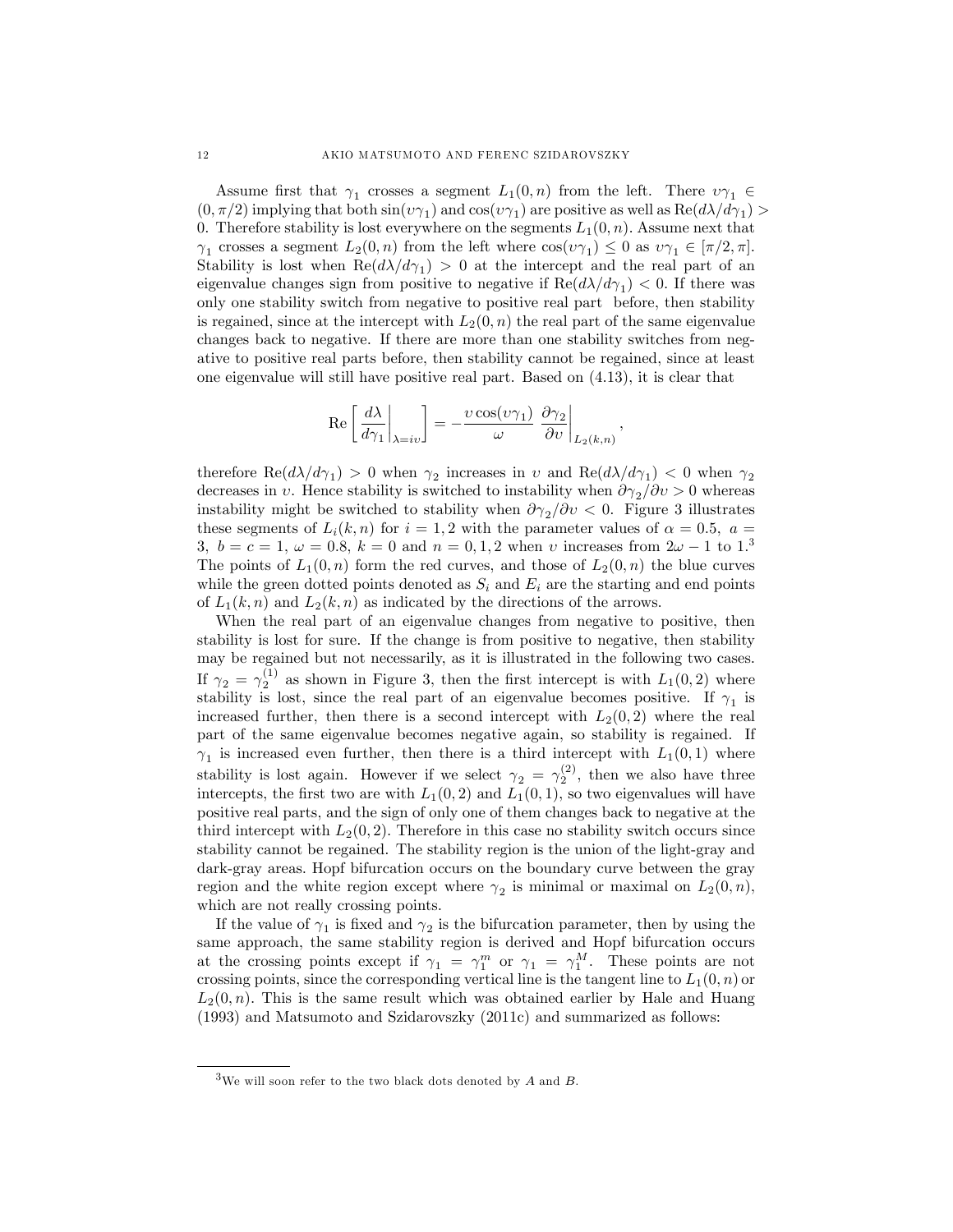Assume first that $\gamma_1$ crosses a segment $L_1(0,n)$ from the left. There $\upsilon\gamma_1 \in (0,\pi/2)$ implying that both $\sin(\upsilon\gamma_1)$ and $\cos(\upsilon\gamma_1)$ are positive as well as $\mathrm{Re}(d\lambda/d\gamma_1) > 0$. Therefore stability is lost everywhere on the segments $L_1(0,n)$. Assume next that $\gamma_1$ crosses a segment $L_2(0,n)$ from the left where $\cos(\upsilon\gamma_1) \leq 0$ as $\upsilon\gamma_1 \in [\pi/2,\pi]$. Stability is lost when $\mathrm{Re}(d\lambda/d\gamma_1) > 0$ at the intercept and the real part of an eigenvalue changes sign from positive to negative if $\mathrm{Re}(d\lambda/d\gamma_1) < 0$. If there was only one stability switch from negative to positive real part before, then stability is regained, since at the intercept with $L_2(0,n)$ the real part of the same eigenvalue changes back to negative. If there are more than one stability switches from negative to positive real parts before, then stability cannot be regained, since at least one eigenvalue will still have positive real part. Based on (4.13), it is clear that

$$\mathrm{Re}\left[\left.\frac{d\lambda}{d\gamma_1}\right|_{\lambda=i\upsilon}\right] = -\frac{\upsilon\cos(\upsilon\gamma_1)}{\omega}\left.\frac{\partial\gamma_2}{\partial\upsilon}\right|_{L_2(k,n)},$$

therefore $\mathrm{Re}(d\lambda/d\gamma_1) > 0$ when $\gamma_2$ increases in $\upsilon$ and $\mathrm{Re}(d\lambda/d\gamma_1) < 0$ when $\gamma_2$ decreases in $\upsilon$. Hence stability is switched to instability when $\partial\gamma_2/\partial\upsilon > 0$ whereas instability might be switched to stability when $\partial\gamma_2/\partial\upsilon < 0$. Figure 3 illustrates these segments of $L_i(k,n)$ for $i = 1,2$ with the parameter values of $\alpha = 0.5$, $a = 3$, $b = c = 1$, $\omega = 0.8$, $k = 0$ and $n = 0,1,2$ when $\upsilon$ increases from $2\omega - 1$ to $1$.[3] The points of $L_1(0,n)$ form the red curves, and those of $L_2(0,n)$ the blue curves while the green dotted points denoted as $S_i$ and $E_i$ are the starting and end points of $L_1(k,n)$ and $L_2(k,n)$ as indicated by the directions of the arrows.

When the real part of an eigenvalue changes from negative to positive, then stability is lost for sure. If the change is from positive to negative, then stability may be regained but not necessarily, as it is illustrated in the following two cases. If $\gamma_2 = \gamma_2^{(1)}$ as shown in Figure 3, then the first intercept is with $L_1(0,2)$ where stability is lost, since the real part of an eigenvalue becomes positive. If $\gamma_1$ is increased further, then there is a second intercept with $L_2(0,2)$ where the real part of the same eigenvalue becomes negative again, so stability is regained. If $\gamma_1$ is increased even further, then there is a third intercept with $L_1(0,1)$ where stability is lost again. However if we select $\gamma_2 = \gamma_2^{(2)}$, then we also have three intercepts, the first two are with $L_1(0,2)$ and $L_1(0,1)$, so two eigenvalues will have positive real parts, and the sign of only one of them changes back to negative at the third intercept with $L_2(0,2)$. Therefore in this case no stability switch occurs since stability cannot be regained. The stability region is the union of the light-gray and dark-gray areas. Hopf bifurcation occurs on the boundary curve between the gray region and the white region except where $\gamma_2$ is minimal or maximal on $L_2(0,n)$, which are not really crossing points.

If the value of $\gamma_1$ is fixed and $\gamma_2$ is the bifurcation parameter, then by using the same approach, the same stability region is derived and Hopf bifurcation occurs at the crossing points except if $\gamma_1 = \gamma_1^m$ or $\gamma_1 = \gamma_1^M$. These points are not crossing points, since the corresponding vertical line is the tangent line to $L_1(0,n)$ or $L_2(0,n)$. This is the same result which was obtained earlier by Hale and Huang (1993) and Matsumoto and Szidarovszky (2011c) and summarized as follows:

[3] We will soon refer to the two black dots denoted by $A$ and $B$.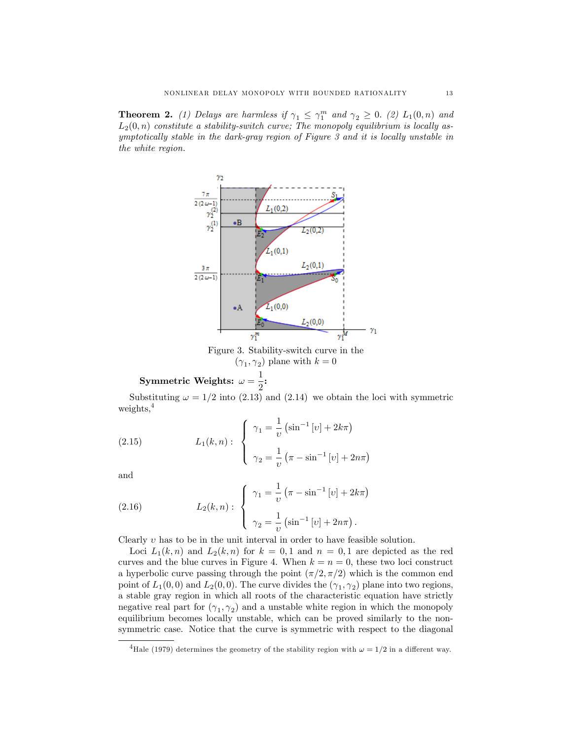**Theorem 2.** *(1) Delays are harmless if $\gamma_1 \leq \gamma_1^m$ and $\gamma_2 \geq 0$. (2) $L_1(0,n)$ and $L_2(0,n)$ constitute a stability-switch curve; The monopoly equilibrium is locally asymptotically stable in the dark-gray region of Figure 3 and it is locally unstable in the white region.*

Figure 3. Stability-switch curve in the $(\gamma_1, \gamma_2)$ plane with $k = 0$

**Symmetric Weights: $\omega = \dfrac{1}{2}$:**

Substituting $\omega = 1/2$ into (2.13) and (2.14) we obtain the loci with symmetric weights,[4]

$$
(2.15) \qquad L_1(k,n) : \begin{cases} \gamma_1 = \dfrac{1}{\upsilon}\left(\sin^{-1}[\upsilon] + 2k\pi\right) \\[2ex] \gamma_2 = \dfrac{1}{\upsilon}\left(\pi - \sin^{-1}[\upsilon] + 2n\pi\right) \end{cases}
$$

and

$$
(2.16) \qquad L_2(k,n) : \begin{cases} \gamma_1 = \dfrac{1}{\upsilon}\left(\pi - \sin^{-1}[\upsilon] + 2k\pi\right) \\[2ex] \gamma_2 = \dfrac{1}{\upsilon}\left(\sin^{-1}[\upsilon] + 2n\pi\right). \end{cases}
$$

Clearly $\upsilon$ has to be in the unit interval in order to have feasible solution.

Loci $L_1(k,n)$ and $L_2(k,n)$ for $k = 0, 1$ and $n = 0, 1$ are depicted as the red curves and the blue curves in Figure 4. When $k = n = 0$, these two loci construct a hyperbolic curve passing through the point $(\pi/2, \pi/2)$ which is the common end point of $L_1(0,0)$ and $L_2(0,0)$. The curve divides the $(\gamma_1, \gamma_2)$ plane into two regions, a stable gray region in which all roots of the characteristic equation have strictly negative real part for $(\gamma_1, \gamma_2)$ and a unstable white region in which the monopoly equilibrium becomes locally unstable, which can be proved similarly to the non-symmetric case. Notice that the curve is symmetric with respect to the diagonal

[4] Hale (1979) determines the geometry of the stability region with $\omega = 1/2$ in a different way.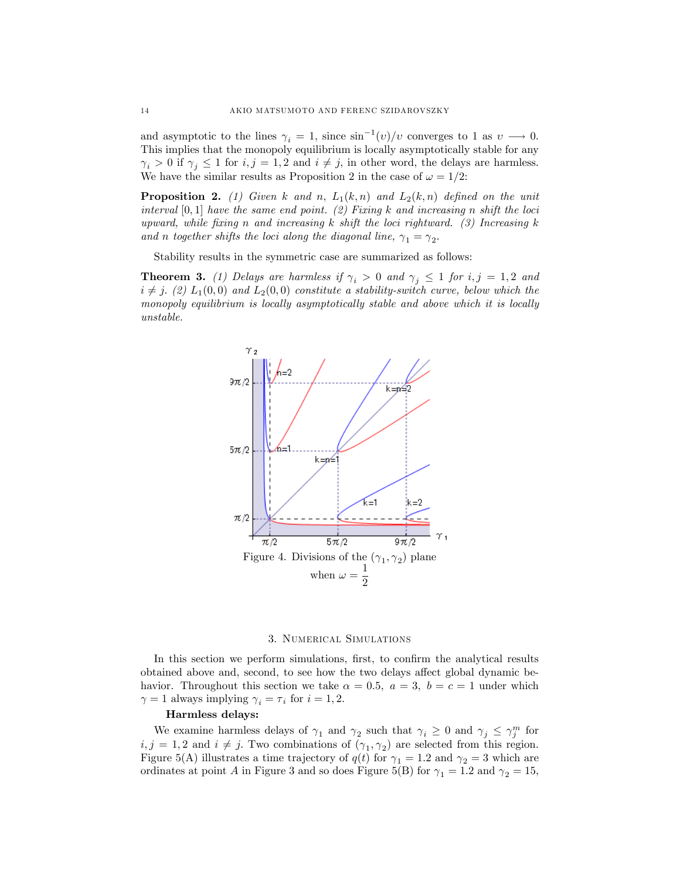and asymptotic to the lines $\gamma_i = 1$, since $\sin^{-1}(\upsilon)/\upsilon$ converges to 1 as $\upsilon \longrightarrow 0$. This implies that the monopoly equilibrium is locally asymptotically stable for any $\gamma_i > 0$ if $\gamma_j \leq 1$ for $i, j = 1, 2$ and $i \neq j$, in other word, the delays are harmless. We have the similar results as Proposition 2 in the case of $\omega = 1/2$:

**Proposition 2.** *(1) Given $k$ and $n$, $L_1(k,n)$ and $L_2(k,n)$ defined on the unit interval $[0,1]$ have the same end point. (2) Fixing $k$ and increasing $n$ shift the loci upward, while fixing $n$ and increasing $k$ shift the loci rightward. (3) Increasing $k$ and $n$ together shifts the loci along the diagonal line, $\gamma_1 = \gamma_2$.*

Stability results in the symmetric case are summarized as follows:

**Theorem 3.** *(1) Delays are harmless if $\gamma_i > 0$ and $\gamma_j \leq 1$ for $i, j = 1, 2$ and $i \neq j$. (2) $L_1(0,0)$ and $L_2(0,0)$ constitute a stability-switch curve, below which the monopoly equilibrium is locally asymptotically stable and above which it is locally unstable.*

Figure 4. Divisions of the $(\gamma_1, \gamma_2)$ plane when $\omega = \dfrac{1}{2}$

## 3. Numerical Simulations

In this section we perform simulations, first, to confirm the analytical results obtained above and, second, to see how the two delays affect global dynamic behavior. Throughout this section we take $\alpha = 0.5$, $a = 3$, $b = c = 1$ under which $\gamma = 1$ always implying $\gamma_i = \tau_i$ for $i = 1, 2$.

**Harmless delays:**

We examine harmless delays of $\gamma_1$ and $\gamma_2$ such that $\gamma_i \geq 0$ and $\gamma_j \leq \gamma_j^m$ for $i, j = 1, 2$ and $i \neq j$. Two combinations of $(\gamma_1, \gamma_2)$ are selected from this region. Figure 5(A) illustrates a time trajectory of $q(t)$ for $\gamma_1 = 1.2$ and $\gamma_2 = 3$ which are ordinates at point $A$ in Figure 3 and so does Figure 5(B) for $\gamma_1 = 1.2$ and $\gamma_2 = 15$,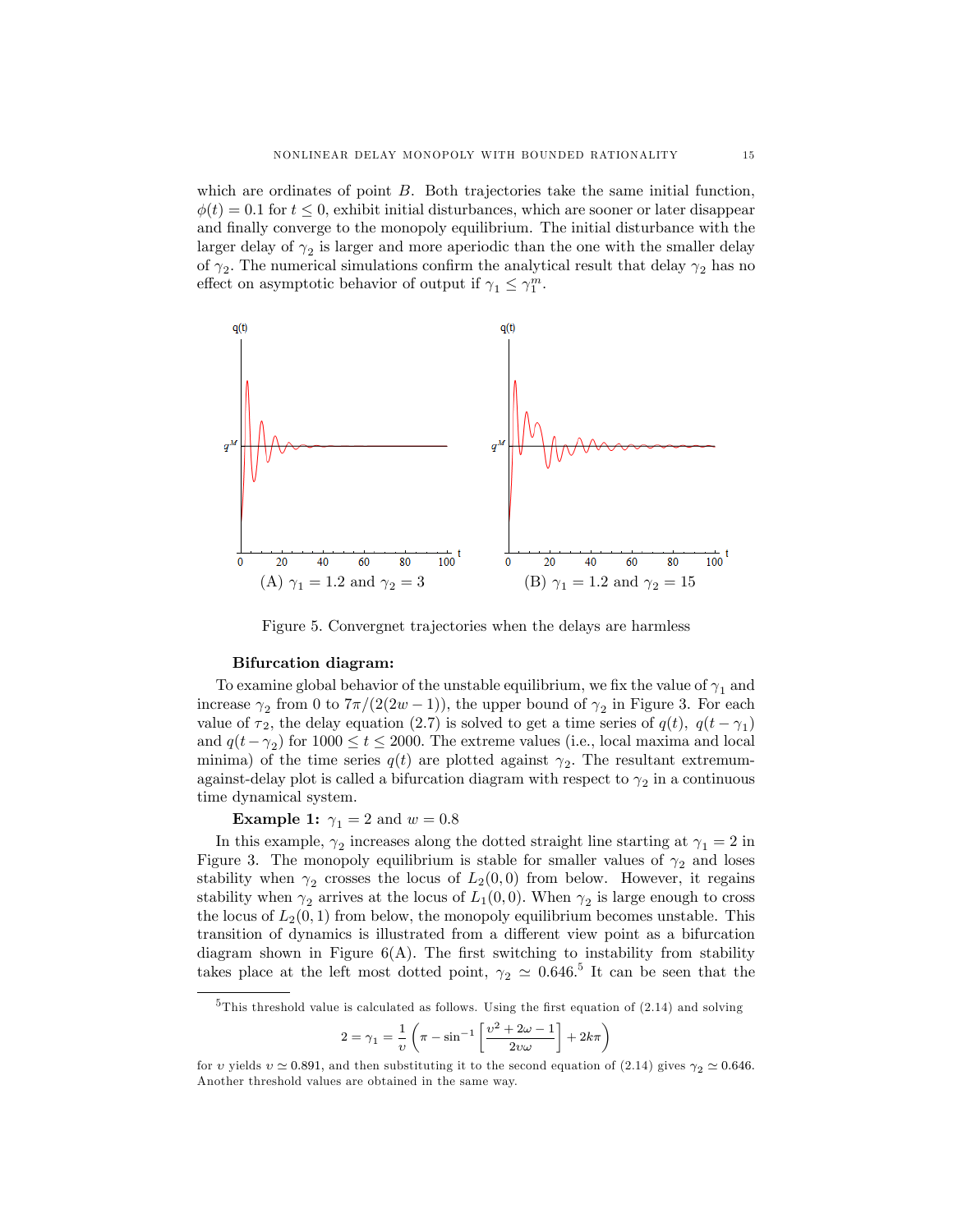which are ordinates of point $B$. Both trajectories take the same initial function, $\phi(t) = 0.1$ for $t \leq 0$, exhibit initial disturbances, which are sooner or later disappear and finally converge to the monopoly equilibrium. The initial disturbance with the larger delay of $\gamma_2$ is larger and more aperiodic than the one with the smaller delay of $\gamma_2$. The numerical simulations confirm the analytical result that delay $\gamma_2$ has no effect on asymptotic behavior of output if $\gamma_1 \leq \gamma_1^m$.

(A) $\gamma_1 = 1.2$ and $\gamma_2 = 3$ (B) $\gamma_1 = 1.2$ and $\gamma_2 = 15$

Figure 5. Convergnet trajectories when the delays are harmless

**Bifurcation diagram:**

To examine global behavior of the unstable equilibrium, we fix the value of $\gamma_1$ and increase $\gamma_2$ from 0 to $7\pi/(2(2w-1))$, the upper bound of $\gamma_2$ in Figure 3. For each value of $\tau_2$, the delay equation (2.7) is solved to get a time series of $q(t)$, $q(t-\gamma_1)$ and $q(t-\gamma_2)$ for $1000 \leq t \leq 2000$. The extreme values (i.e., local maxima and local minima) of the time series $q(t)$ are plotted against $\gamma_2$. The resultant extremum-against-delay plot is called a bifurcation diagram with respect to $\gamma_2$ in a continuous time dynamical system.

**Example 1:** $\gamma_1 = 2$ and $w = 0.8$

In this example, $\gamma_2$ increases along the dotted straight line starting at $\gamma_1 = 2$ in Figure 3. The monopoly equilibrium is stable for smaller values of $\gamma_2$ and loses stability when $\gamma_2$ crosses the locus of $L_2(0,0)$ from below. However, it regains stability when $\gamma_2$ arrives at the locus of $L_1(0,0)$. When $\gamma_2$ is large enough to cross the locus of $L_2(0,1)$ from below, the monopoly equilibrium becomes unstable. This transition of dynamics is illustrated from a different view point as a bifurcation diagram shown in Figure 6(A). The first switching to instability from stability takes place at the left most dotted point, $\gamma_2 \simeq 0.646$.[5] It can be seen that the

---

[5] This threshold value is calculated as follows. Using the first equation of (2.14) and solving

$$2 = \gamma_1 = \frac{1}{\upsilon}\left(\pi - \sin^{-1}\left[\frac{\upsilon^2 + 2\omega - 1}{2\upsilon\omega}\right] + 2k\pi\right)$$

for $\upsilon$ yields $\upsilon \simeq 0.891$, and then substituting it to the second equation of (2.14) gives $\gamma_2 \simeq 0.646$. Another threshold values are obtained in the same way.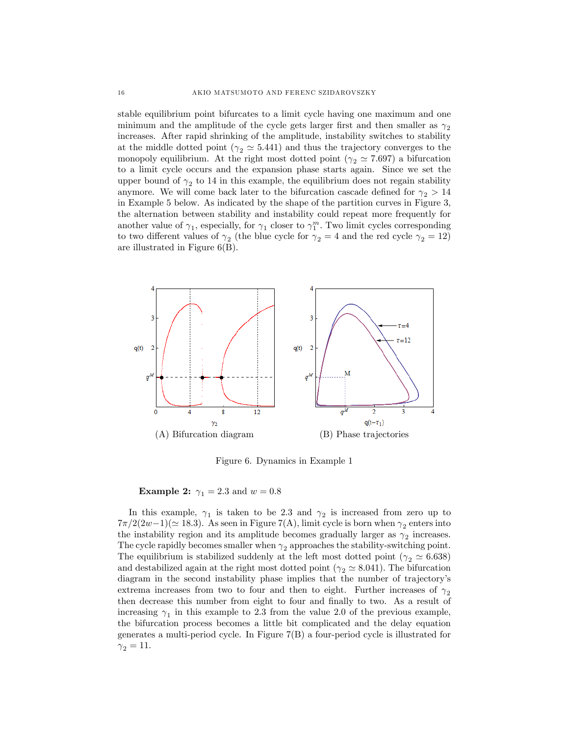stable equilibrium point bifurcates to a limit cycle having one maximum and one minimum and the amplitude of the cycle gets larger first and then smaller as $\gamma_2$ increases. After rapid shrinking of the amplitude, instability switches to stability at the middle dotted point ($\gamma_2 \simeq 5.441$) and thus the trajectory converges to the monopoly equilibrium. At the right most dotted point ($\gamma_2 \simeq 7.697$) a bifurcation to a limit cycle occurs and the expansion phase starts again. Since we set the upper bound of $\gamma_2$ to 14 in this example, the equilibrium does not regain stability anymore. We will come back later to the bifurcation cascade defined for $\gamma_2 > 14$ in Example 5 below. As indicated by the shape of the partition curves in Figure 3, the alternation between stability and instability could repeat more frequently for another value of $\gamma_1$, especially, for $\gamma_1$ closer to $\gamma_1^m$. Two limit cycles corresponding to two different values of $\gamma_2$ (the blue cycle for $\gamma_2 = 4$ and the red cycle $\gamma_2 = 12$) are illustrated in Figure 6(B).

(A) Bifurcation diagram (B) Phase trajectories

Figure 6. Dynamics in Example 1

**Example 2:** $\gamma_1 = 2.3$ and $w = 0.8$

In this example, $\gamma_1$ is taken to be 2.3 and $\gamma_2$ is increased from zero up to $7\pi/2(2w-1)(\simeq 18.3)$. As seen in Figure 7(A), limit cycle is born when $\gamma_2$ enters into the instability region and its amplitude becomes gradually larger as $\gamma_2$ increases. The cycle rapidly becomes smaller when $\gamma_2$ approaches the stability-switching point. The equilibrium is stabilized suddenly at the left most dotted point ($\gamma_2 \simeq 6.638$) and destabilized again at the right most dotted point ($\gamma_2 \simeq 8.041$). The bifurcation diagram in the second instability phase implies that the number of trajectory's extrema increases from two to four and then to eight. Further increases of $\gamma_2$ then decrease this number from eight to four and finally to two. As a result of increasing $\gamma_1$ in this example to 2.3 from the value 2.0 of the previous example, the bifurcation process becomes a little bit complicated and the delay equation generates a multi-period cycle. In Figure 7(B) a four-period cycle is illustrated for $\gamma_2 = 11$.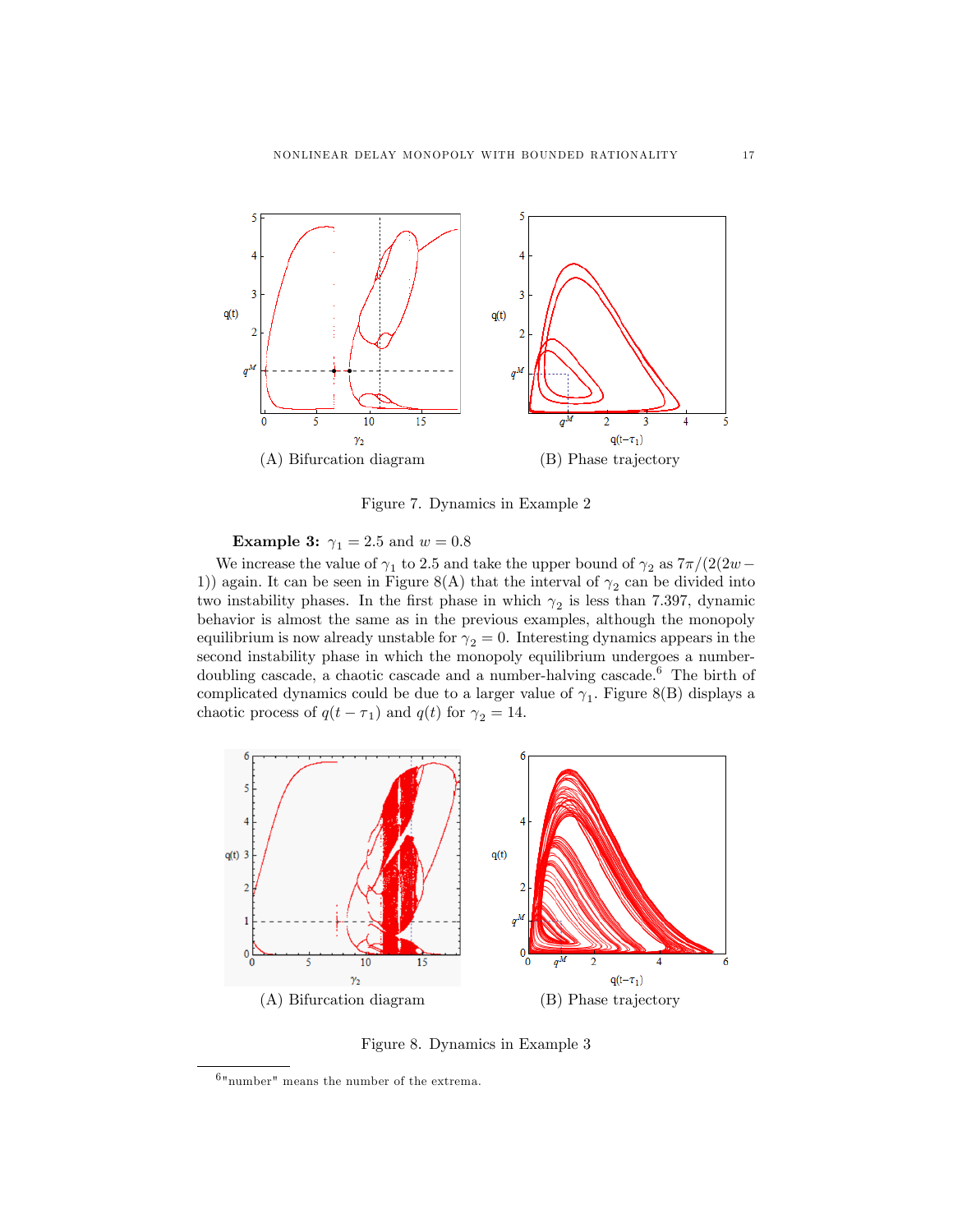(A) Bifurcation diagram

(B) Phase trajectory

Figure 7. Dynamics in Example 2

**Example 3:** $\gamma_1 = 2.5$ and $w = 0.8$

We increase the value of $\gamma_1$ to 2.5 and take the upper bound of $\gamma_2$ as $7\pi/(2(2w-1))$ again. It can be seen in Figure 8(A) that the interval of $\gamma_2$ can be divided into two instability phases. In the first phase in which $\gamma_2$ is less than 7.397, dynamic behavior is almost the same as in the previous examples, although the monopoly equilibrium is now already unstable for $\gamma_2 = 0$. Interesting dynamics appears in the second instability phase in which the monopoly equilibrium undergoes a number-doubling cascade, a chaotic cascade and a number-halving cascade.[6] The birth of complicated dynamics could be due to a larger value of $\gamma_1$. Figure 8(B) displays a chaotic process of $q(t-\tau_1)$ and $q(t)$ for $\gamma_2 = 14$.

(A) Bifurcation diagram

(B) Phase trajectory

Figure 8. Dynamics in Example 3

[6]"number" means the number of the extrema.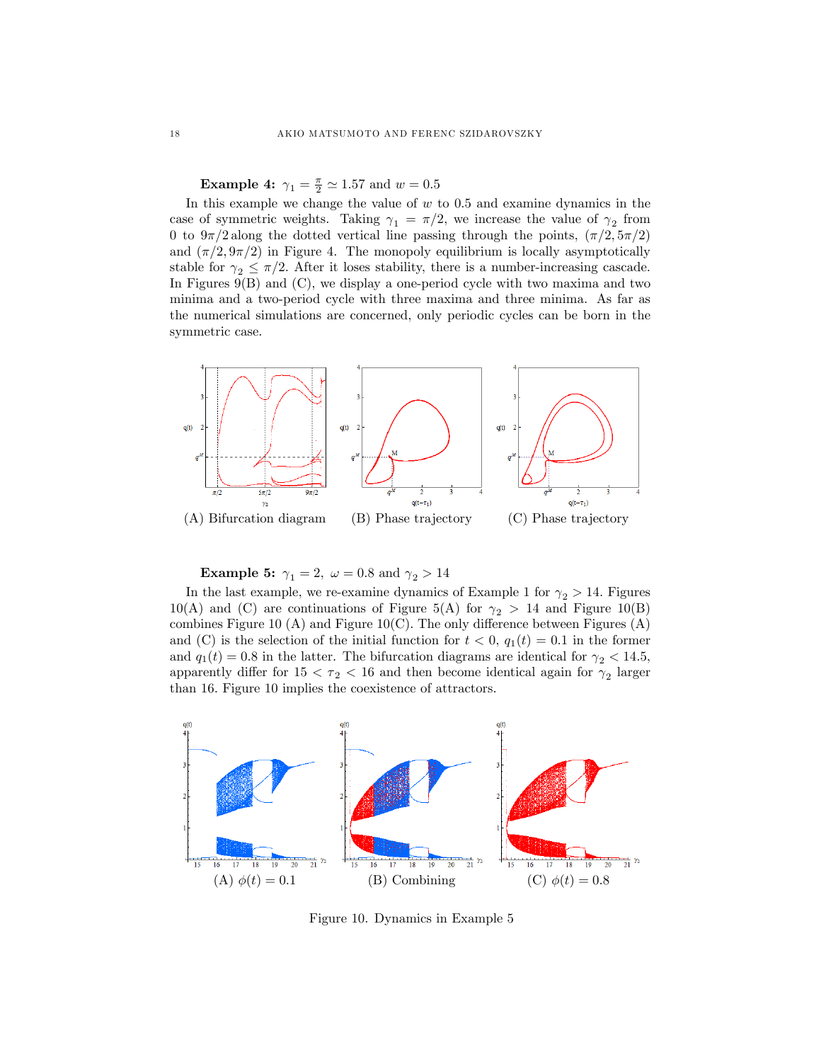**Example 4:** $\gamma_1 = \frac{\pi}{2} \simeq 1.57$ and $w = 0.5$

In this example we change the value of $w$ to 0.5 and examine dynamics in the case of symmetric weights. Taking $\gamma_1 = \pi/2$, we increase the value of $\gamma_2$ from 0 to $9\pi/2$ along the dotted vertical line passing through the points, $(\pi/2, 5\pi/2)$ and $(\pi/2, 9\pi/2)$ in Figure 4. The monopoly equilibrium is locally asymptotically stable for $\gamma_2 \leq \pi/2$. After it loses stability, there is a number-increasing cascade. In Figures 9(B) and (C), we display a one-period cycle with two maxima and two minima and a two-period cycle with three maxima and three minima. As far as the numerical simulations are concerned, only periodic cycles can be born in the symmetric case.

(A) Bifurcation diagram (B) Phase trajectory (C) Phase trajectory

**Example 5:** $\gamma_1 = 2$, $\omega = 0.8$ and $\gamma_2 > 14$

In the last example, we re-examine dynamics of Example 1 for $\gamma_2 > 14$. Figures 10(A) and (C) are continuations of Figure 5(A) for $\gamma_2 > 14$ and Figure 10(B) combines Figure 10 (A) and Figure 10(C). The only difference between Figures (A) and (C) is the selection of the initial function for $t < 0$, $q_1(t) = 0.1$ in the former and $q_1(t) = 0.8$ in the latter. The bifurcation diagrams are identical for $\gamma_2 < 14.5$, apparently differ for $15 < \tau_2 < 16$ and then become identical again for $\gamma_2$ larger than 16. Figure 10 implies the coexistence of attractors.

(A) $\phi(t) = 0.1$ (B) Combining (C) $\phi(t) = 0.8$

Figure 10. Dynamics in Example 5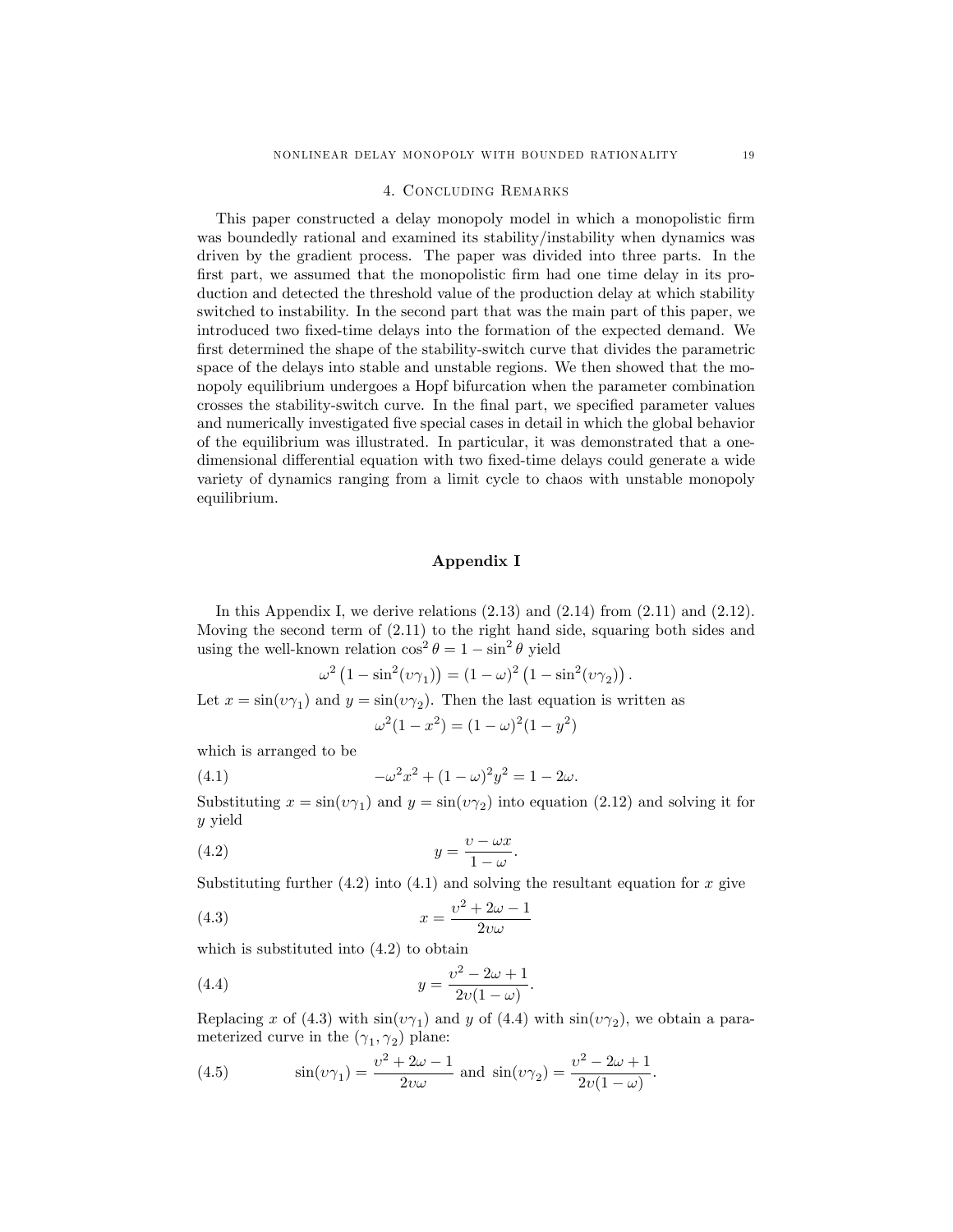## 4. Concluding Remarks

This paper constructed a delay monopoly model in which a monopolistic firm was boundedly rational and examined its stability/instability when dynamics was driven by the gradient process. The paper was divided into three parts. In the first part, we assumed that the monopolistic firm had one time delay in its production and detected the threshold value of the production delay at which stability switched to instability. In the second part that was the main part of this paper, we introduced two fixed-time delays into the formation of the expected demand. We first determined the shape of the stability-switch curve that divides the parametric space of the delays into stable and unstable regions. We then showed that the monopoly equilibrium undergoes a Hopf bifurcation when the parameter combination crosses the stability-switch curve. In the final part, we specified parameter values and numerically investigated five special cases in detail in which the global behavior of the equilibrium was illustrated. In particular, it was demonstrated that a one-dimensional differential equation with two fixed-time delays could generate a wide variety of dynamics ranging from a limit cycle to chaos with unstable monopoly equilibrium.

## Appendix I

In this Appendix I, we derive relations (2.13) and (2.14) from (2.11) and (2.12). Moving the second term of (2.11) to the right hand side, squaring both sides and using the well-known relation $\cos^2\theta = 1 - \sin^2\theta$ yield

$$\omega^2\left(1 - \sin^2(\upsilon\gamma_1)\right) = (1-\omega)^2\left(1 - \sin^2(\upsilon\gamma_2)\right).$$

Let $x = \sin(\upsilon\gamma_1)$ and $y = \sin(\upsilon\gamma_2)$. Then the last equation is written as

$$\omega^2(1-x^2) = (1-\omega)^2(1-y^2)$$

which is arranged to be

$$-\omega^2 x^2 + (1-\omega)^2 y^2 = 1 - 2\omega. \tag{4.1}$$

Substituting $x = \sin(\upsilon\gamma_1)$ and $y = \sin(\upsilon\gamma_2)$ into equation (2.12) and solving it for $y$ yield

$$y = \frac{\upsilon - \omega x}{1-\omega}. \tag{4.2}$$

Substituting further (4.2) into (4.1) and solving the resultant equation for $x$ give

$$x = \frac{\upsilon^2 + 2\omega - 1}{2\upsilon\omega} \tag{4.3}$$

which is substituted into (4.2) to obtain

$$y = \frac{\upsilon^2 - 2\omega + 1}{2\upsilon(1-\omega)}. \tag{4.4}$$

Replacing $x$ of (4.3) with $\sin(\upsilon\gamma_1)$ and $y$ of (4.4) with $\sin(\upsilon\gamma_2)$, we obtain a parameterized curve in the $(\gamma_1, \gamma_2)$ plane:

$$\sin(\upsilon\gamma_1) = \frac{\upsilon^2 + 2\omega - 1}{2\upsilon\omega} \text{ and } \sin(\upsilon\gamma_2) = \frac{\upsilon^2 - 2\omega + 1}{2\upsilon(1-\omega)}. \tag{4.5}$$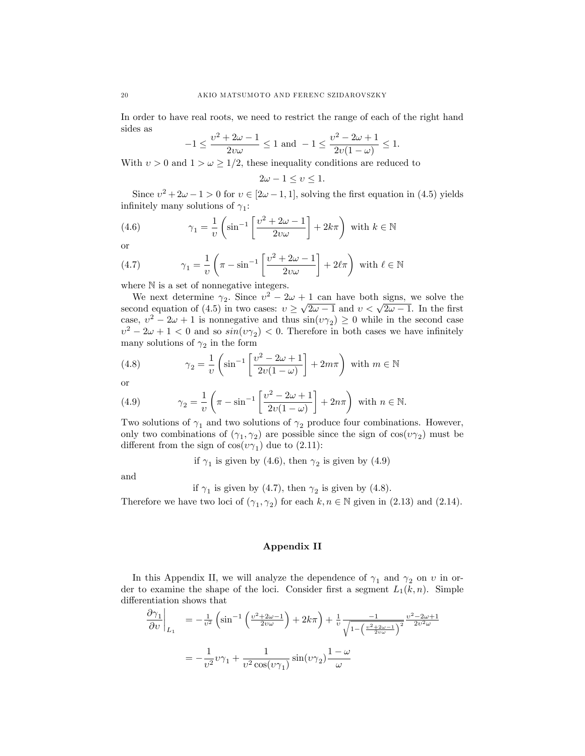In order to have real roots, we need to restrict the range of each of the right hand sides as

$$-1 \leq \frac{\upsilon^2 + 2\omega - 1}{2\upsilon\omega} \leq 1 \text{ and } -1 \leq \frac{\upsilon^2 - 2\omega + 1}{2\upsilon(1-\omega)} \leq 1.$$

With $\upsilon > 0$ and $1 > \omega \geq 1/2$, these inequality conditions are reduced to

$$2\omega - 1 \leq \upsilon \leq 1.$$

Since $\upsilon^2 + 2\omega - 1 > 0$ for $\upsilon \in [2\omega - 1, 1]$, solving the first equation in (4.5) yields infinitely many solutions of $\gamma_1$:

$$\gamma_1 = \frac{1}{\upsilon}\left(\sin^{-1}\left[\frac{\upsilon^2 + 2\omega - 1}{2\upsilon\omega}\right] + 2k\pi\right) \text{ with } k \in \mathbb{N} \tag{4.6}$$

or

$$\gamma_1 = \frac{1}{\upsilon}\left(\pi - \sin^{-1}\left[\frac{\upsilon^2 + 2\omega - 1}{2\upsilon\omega}\right] + 2\ell\pi\right) \text{ with } \ell \in \mathbb{N} \tag{4.7}$$

where $\mathbb{N}$ is a set of nonnegative integers.

We next determine $\gamma_2$. Since $\upsilon^2 - 2\omega + 1$ can have both signs, we solve the second equation of (4.5) in two cases: $\upsilon \geq \sqrt{2\omega - 1}$ and $\upsilon < \sqrt{2\omega - 1}$. In the first case, $\upsilon^2 - 2\omega + 1$ is nonnegative and thus $\sin(\upsilon\gamma_2) \geq 0$ while in the second case $\upsilon^2 - 2\omega + 1 < 0$ and so $sin(\upsilon\gamma_2) < 0$. Therefore in both cases we have infinitely many solutions of $\gamma_2$ in the form

$$\gamma_2 = \frac{1}{\upsilon}\left(\sin^{-1}\left[\frac{\upsilon^2 - 2\omega + 1}{2\upsilon(1-\omega)}\right] + 2m\pi\right) \text{ with } m \in \mathbb{N} \tag{4.8}$$

or

$$\gamma_2 = \frac{1}{\upsilon}\left(\pi - \sin^{-1}\left[\frac{\upsilon^2 - 2\omega + 1}{2\upsilon(1-\omega)}\right] + 2n\pi\right) \text{ with } n \in \mathbb{N}. \tag{4.9}$$

Two solutions of $\gamma_1$ and two solutions of $\gamma_2$ produce four combinations. However, only two combinations of $(\gamma_1, \gamma_2)$ are possible since the sign of $\cos(\upsilon\gamma_2)$ must be different from the sign of $\cos(\upsilon\gamma_1)$ due to (2.11):

if $\gamma_1$ is given by (4.6), then $\gamma_2$ is given by (4.9)

and

if $\gamma_1$ is given by (4.7), then $\gamma_2$ is given by (4.8).

Therefore we have two loci of $(\gamma_1, \gamma_2)$ for each $k, n \in \mathbb{N}$ given in (2.13) and (2.14).

## Appendix II

In this Appendix II, we will analyze the dependence of $\gamma_1$ and $\gamma_2$ on $\upsilon$ in order to examine the shape of the loci. Consider first a segment $L_1(k, n)$. Simple differentiation shows that

$$\begin{aligned}
\left.\frac{\partial \gamma_1}{\partial \upsilon}\right|_{L_1} &= -\frac{1}{\upsilon^2}\left(\sin^{-1}\left(\frac{\upsilon^2+2\omega-1}{2\upsilon\omega}\right) + 2k\pi\right) + \frac{1}{\upsilon}\frac{-1}{\sqrt{1-\left(\frac{\upsilon^2+2\omega-1}{2\upsilon\omega}\right)^2}}\frac{\upsilon^2-2\omega+1}{2\upsilon^2\omega} \\
&= -\frac{1}{\upsilon^2}\upsilon\gamma_1 + \frac{1}{\upsilon^2\cos(\upsilon\gamma_1)}\sin(\upsilon\gamma_2)\frac{1-\omega}{\omega}
\end{aligned}$$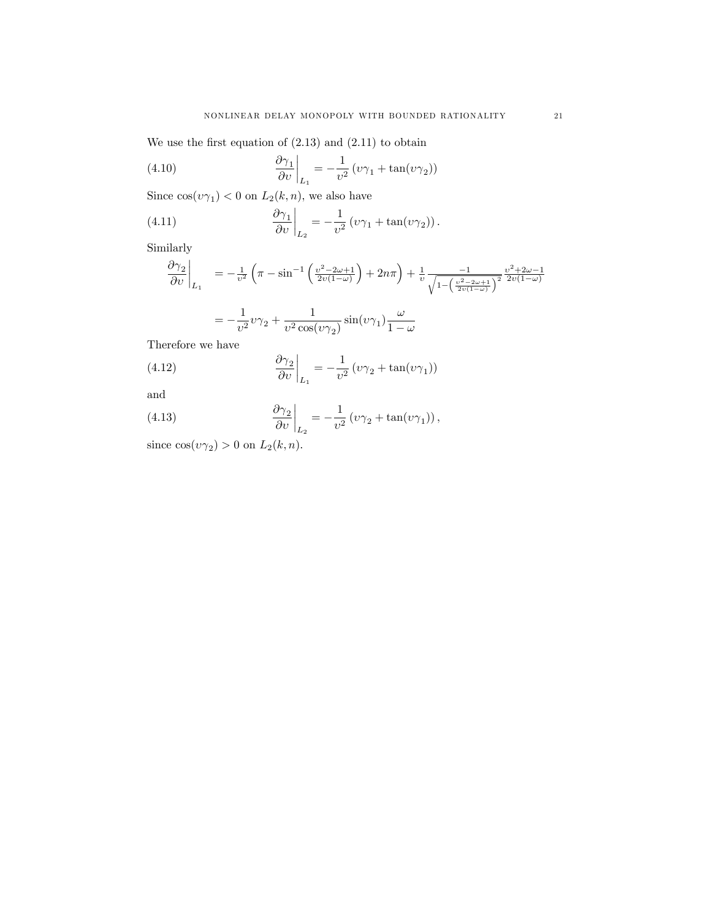We use the first equation of (2.13) and (2.11) to obtain

$$\left.\frac{\partial \gamma_1}{\partial \upsilon}\right|_{L_1} = -\frac{1}{\upsilon^2}\left(\upsilon\gamma_1 + \tan(\upsilon\gamma_2)\right) \tag{4.10}$$

Since $\cos(\upsilon\gamma_1) < 0$ on $L_2(k,n)$, we also have

$$\left.\frac{\partial \gamma_1}{\partial \upsilon}\right|_{L_2} = -\frac{1}{\upsilon^2}\left(\upsilon\gamma_1 + \tan(\upsilon\gamma_2)\right). \tag{4.11}$$

Similarly

$$\begin{aligned}
\left.\frac{\partial \gamma_2}{\partial \upsilon}\right|_{L_1} &= -\frac{1}{\upsilon^2}\left(\pi - \sin^{-1}\left(\frac{\upsilon^2 - 2\omega + 1}{2\upsilon(1-\omega)}\right) + 2n\pi\right) + \frac{1}{\upsilon}\frac{-1}{\sqrt{1-\left(\frac{\upsilon^2-2\omega+1}{2\upsilon(1-\omega)}\right)^2}}\frac{\upsilon^2+2\omega-1}{2\upsilon(1-\omega)} \\
&= -\frac{1}{\upsilon^2}\upsilon\gamma_2 + \frac{1}{\upsilon^2\cos(\upsilon\gamma_2)}\sin(\upsilon\gamma_1)\frac{\omega}{1-\omega}
\end{aligned}$$

Therefore we have

$$\left.\frac{\partial \gamma_2}{\partial \upsilon}\right|_{L_1} = -\frac{1}{\upsilon^2}\left(\upsilon\gamma_2 + \tan(\upsilon\gamma_1)\right) \tag{4.12}$$

and

$$\left.\frac{\partial \gamma_2}{\partial \upsilon}\right|_{L_2} = -\frac{1}{\upsilon^2}\left(\upsilon\gamma_2 + \tan(\upsilon\gamma_1)\right), \tag{4.13}$$

since $\cos(\upsilon\gamma_2) > 0$ on $L_2(k,n)$.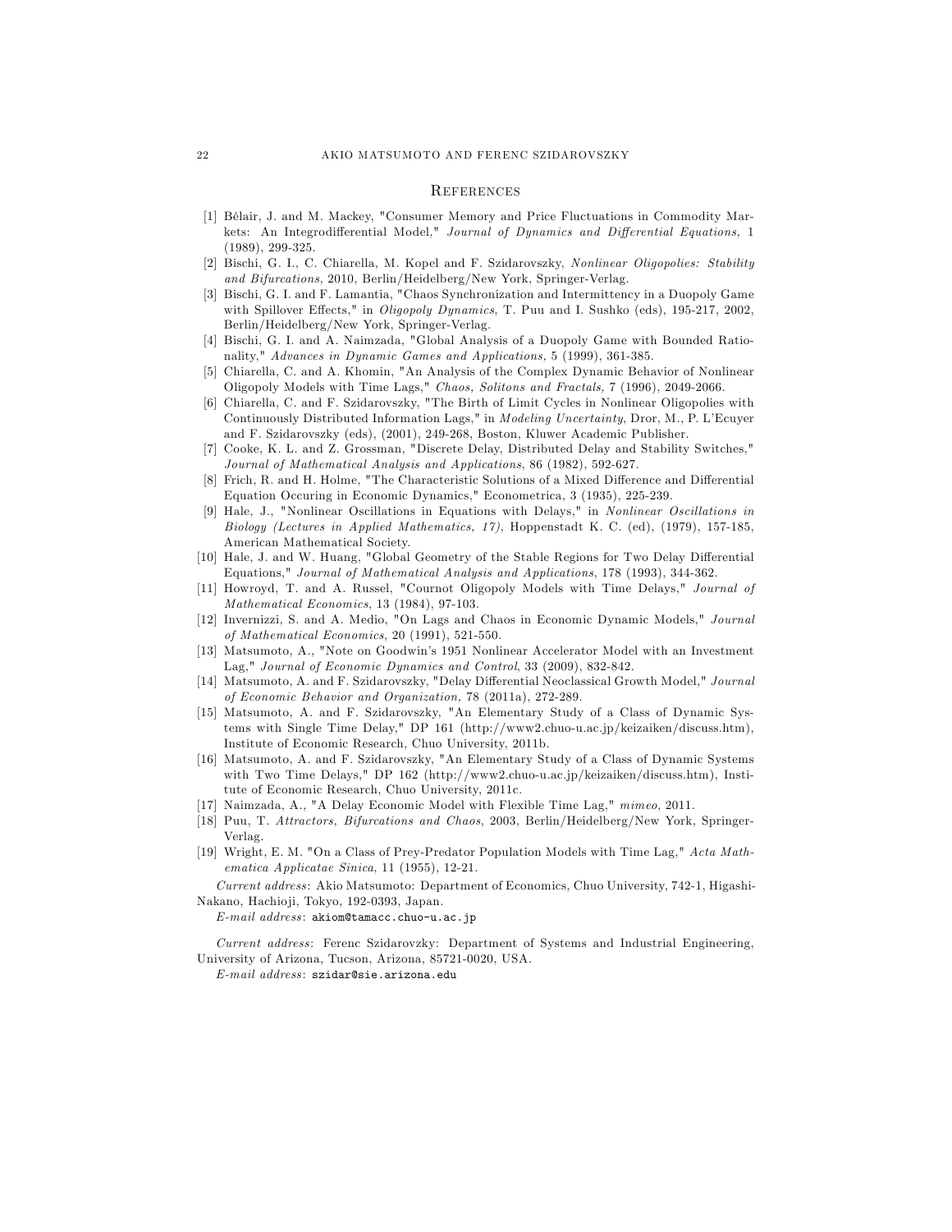## References

[1] Bélair, J. and M. Mackey, "Consumer Memory and Price Fluctuations in Commodity Markets: An Integrodifferential Model," *Journal of Dynamics and Differential Equations,* 1 (1989), 299-325.

[2] Bischi, G. I., C. Chiarella, M. Kopel and F. Szidarovszky, *Nonlinear Oligopolies: Stability and Bifurcations*, 2010, Berlin/Heidelberg/New York, Springer-Verlag.

[3] Bischi, G. I. and F. Lamantia, "Chaos Synchronization and Intermittency in a Duopoly Game with Spillover Effects," in *Oligopoly Dynamics*, T. Puu and I. Sushko (eds), 195-217, 2002, Berlin/Heidelberg/New York, Springer-Verlag.

[4] Bischi, G. I. and A. Naimzada, "Global Analysis of a Duopoly Game with Bounded Rationality," *Advances in Dynamic Games and Applications,* 5 (1999), 361-385.

[5] Chiarella, C. and A. Khomin, "An Analysis of the Complex Dynamic Behavior of Nonlinear Oligopoly Models with Time Lags," *Chaos, Solitons and Fractals,* 7 (1996), 2049-2066.

[6] Chiarella, C. and F. Szidarovszky, "The Birth of Limit Cycles in Nonlinear Oligopolies with Continuously Distributed Information Lags," in *Modeling Uncertainty*, Dror, M., P. L'Ecuyer and F. Szidarovszky (eds), (2001), 249-268, Boston, Kluwer Academic Publisher.

[7] Cooke, K. L. and Z. Grossman, "Discrete Delay, Distributed Delay and Stability Switches," *Journal of Mathematical Analysis and Applications*, 86 (1982), 592-627.

[8] Frich, R. and H. Holme, "The Characteristic Solutions of a Mixed Difference and Differential Equation Occuring in Economic Dynamics," Econometrica, 3 (1935), 225-239.

[9] Hale, J., "Nonlinear Oscillations in Equations with Delays," in *Nonlinear Oscillations in Biology (Lectures in Applied Mathematics, 17)*, Hoppenstadt K. C. (ed), (1979), 157-185, American Mathematical Society.

[10] Hale, J. and W. Huang, "Global Geometry of the Stable Regions for Two Delay Differential Equations," *Journal of Mathematical Analysis and Applications*, 178 (1993), 344-362.

[11] Howroyd, T. and A. Russel, "Cournot Oligopoly Models with Time Delays," *Journal of Mathematical Economics*, 13 (1984), 97-103.

[12] Invernizzi, S. and A. Medio, "On Lags and Chaos in Economic Dynamic Models," *Journal of Mathematical Economics*, 20 (1991), 521-550.

[13] Matsumoto, A., "Note on Goodwin's 1951 Nonlinear Accelerator Model with an Investment Lag," *Journal of Economic Dynamics and Control*, 33 (2009), 832-842.

[14] Matsumoto, A. and F. Szidarovszky, "Delay Differential Neoclassical Growth Model," *Journal of Economic Behavior and Organization*, 78 (2011a), 272-289.

[15] Matsumoto, A. and F. Szidarovszky, "An Elementary Study of a Class of Dynamic Systems with Single Time Delay," DP 161 (http://www2.chuo-u.ac.jp/keizaiken/discuss.htm), Institute of Economic Research, Chuo University, 2011b.

[16] Matsumoto, A. and F. Szidarovszky, "An Elementary Study of a Class of Dynamic Systems with Two Time Delays," DP 162 (http://www2.chuo-u.ac.jp/keizaiken/discuss.htm), Institute of Economic Research, Chuo University, 2011c.

[17] Naimzada, A., "A Delay Economic Model with Flexible Time Lag," *mimeo*, 2011.

[18] Puu, T. *Attractors, Bifurcations and Chaos*, 2003, Berlin/Heidelberg/New York, Springer-Verlag.

[19] Wright, E. M. "On a Class of Prey-Predator Population Models with Time Lag," *Acta Mathematica Applicatae Sinica*, 11 (1955), 12-21.

*Current address*: Akio Matsumoto: Department of Economics, Chuo University, 742-1, Higashi-Nakano, Hachioji, Tokyo, 192-0393, Japan.

*E-mail address*: akiom@tamacc.chuo-u.ac.jp

*Current address*: Ferenc Szidarovzky: Department of Systems and Industrial Engineering, University of Arizona, Tucson, Arizona, 85721-0020, USA.

*E-mail address*: szidar@sie.arizona.edu